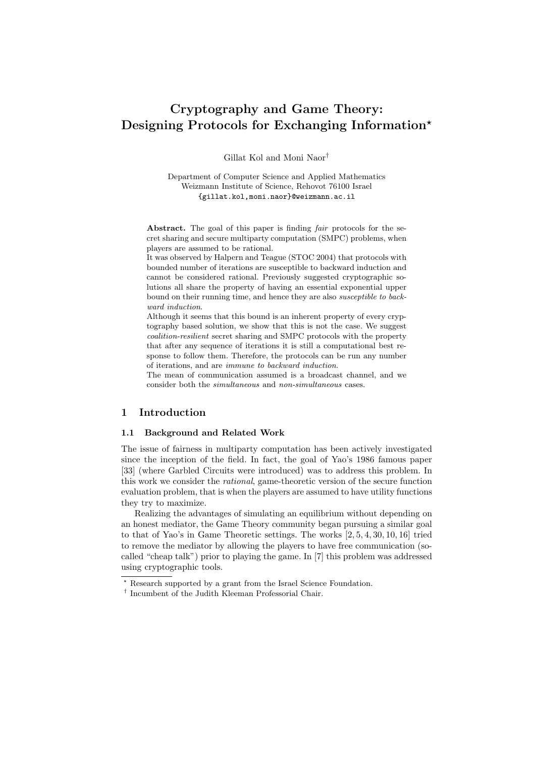# Cryptography and Game Theory: Designing Protocols for Exchanging Information*

Gillat Kol and Moni Naor†

Department of Computer Science and Applied Mathematics
Weizmann Institute of Science, Rehovot 76100 Israel
{gillat.kol,moni.naor}@weizmann.ac.il

**Abstract.** The goal of this paper is finding *fair* protocols for the secret sharing and secure multiparty computation (SMPC) problems, when players are assumed to be rational.

It was observed by Halpern and Teague (STOC 2004) that protocols with bounded number of iterations are susceptible to backward induction and cannot be considered rational. Previously suggested cryptographic solutions all share the property of having an essential exponential upper bound on their running time, and hence they are also *susceptible to backward induction*.

Although it seems that this bound is an inherent property of every cryptography based solution, we show that this is not the case. We suggest *coalition-resilient* secret sharing and SMPC protocols with the property that after any sequence of iterations it is still a computational best response to follow them. Therefore, the protocols can be run any number of iterations, and are *immune to backward induction*.

The mean of communication assumed is a broadcast channel, and we consider both the *simultaneous* and *non-simultaneous* cases.

## 1 Introduction

### 1.1 Background and Related Work

The issue of fairness in multiparty computation has been actively investigated since the inception of the field. In fact, the goal of Yao's 1986 famous paper [33] (where Garbled Circuits were introduced) was to address this problem. In this work we consider the *rational*, game-theoretic version of the secure function evaluation problem, that is when the players are assumed to have utility functions they try to maximize.

Realizing the advantages of simulating an equilibrium without depending on an honest mediator, the Game Theory community began pursuing a similar goal to that of Yao's in Game Theoretic settings. The works [2, 5, 4, 30, 10, 16] tried to remove the mediator by allowing the players to have free communication (so-called "cheap talk") prior to playing the game. In [7] this problem was addressed using cryptographic tools.

---

* Research supported by a grant from the Israel Science Foundation.

† Incumbent of the Judith Kleeman Professorial Chair.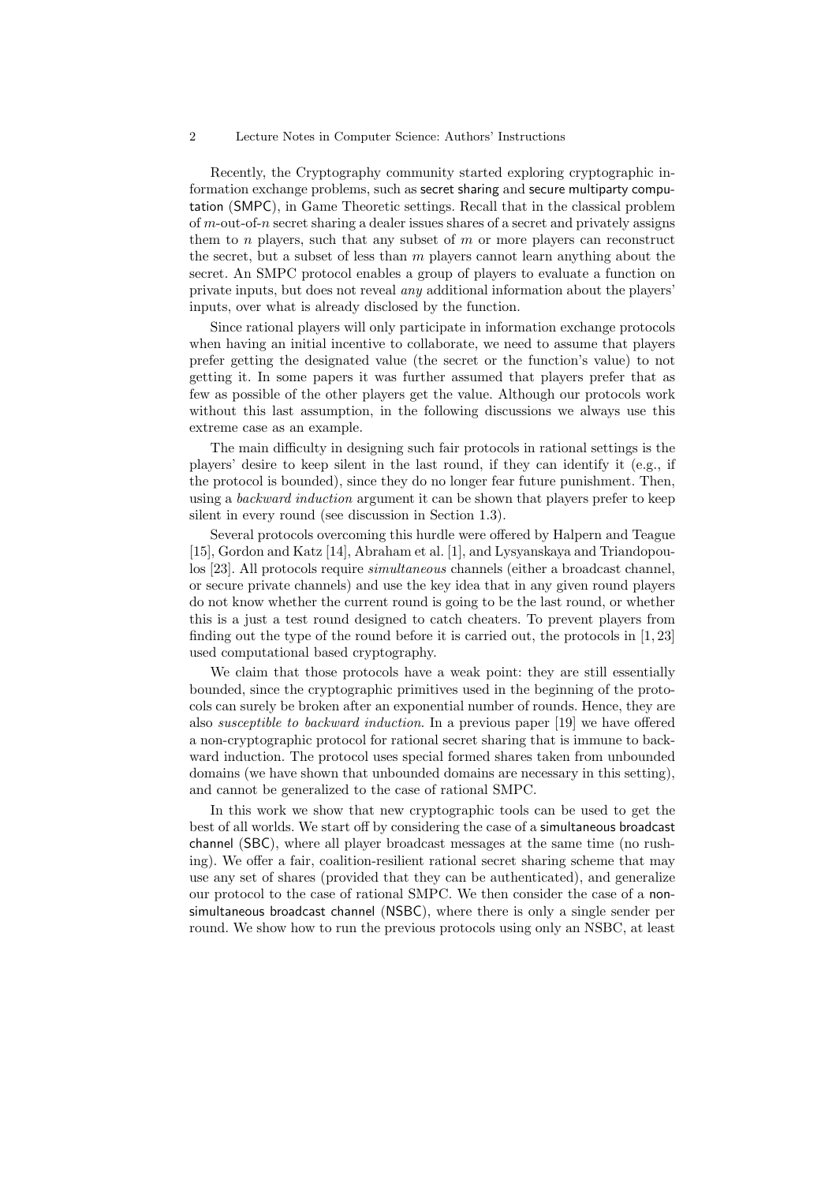Recently, the Cryptography community started exploring cryptographic information exchange problems, such as secret sharing and secure multiparty computation (SMPC), in Game Theoretic settings. Recall that in the classical problem of $m$-out-of-$n$ secret sharing a dealer issues shares of a secret and privately assigns them to $n$ players, such that any subset of $m$ or more players can reconstruct the secret, but a subset of less than $m$ players cannot learn anything about the secret. An SMPC protocol enables a group of players to evaluate a function on private inputs, but does not reveal *any* additional information about the players' inputs, over what is already disclosed by the function.

Since rational players will only participate in information exchange protocols when having an initial incentive to collaborate, we need to assume that players prefer getting the designated value (the secret or the function's value) to not getting it. In some papers it was further assumed that players prefer that as few as possible of the other players get the value. Although our protocols work without this last assumption, in the following discussions we always use this extreme case as an example.

The main difficulty in designing such fair protocols in rational settings is the players' desire to keep silent in the last round, if they can identify it (e.g., if the protocol is bounded), since they do no longer fear future punishment. Then, using a *backward induction* argument it can be shown that players prefer to keep silent in every round (see discussion in Section 1.3).

Several protocols overcoming this hurdle were offered by Halpern and Teague [15], Gordon and Katz [14], Abraham et al. [1], and Lysyanskaya and Triandopoulos [23]. All protocols require *simultaneous* channels (either a broadcast channel, or secure private channels) and use the key idea that in any given round players do not know whether the current round is going to be the last round, or whether this is a just a test round designed to catch cheaters. To prevent players from finding out the type of the round before it is carried out, the protocols in [1, 23] used computational based cryptography.

We claim that those protocols have a weak point: they are still essentially bounded, since the cryptographic primitives used in the beginning of the protocols can surely be broken after an exponential number of rounds. Hence, they are also *susceptible to backward induction*. In a previous paper [19] we have offered a non-cryptographic protocol for rational secret sharing that is immune to backward induction. The protocol uses special formed shares taken from unbounded domains (we have shown that unbounded domains are necessary in this setting), and cannot be generalized to the case of rational SMPC.

In this work we show that new cryptographic tools can be used to get the best of all worlds. We start off by considering the case of a simultaneous broadcast channel (SBC), where all player broadcast messages at the same time (no rushing). We offer a fair, coalition-resilient rational secret sharing scheme that may use any set of shares (provided that they can be authenticated), and generalize our protocol to the case of rational SMPC. We then consider the case of a non-simultaneous broadcast channel (NSBC), where there is only a single sender per round. We show how to run the previous protocols using only an NSBC, at least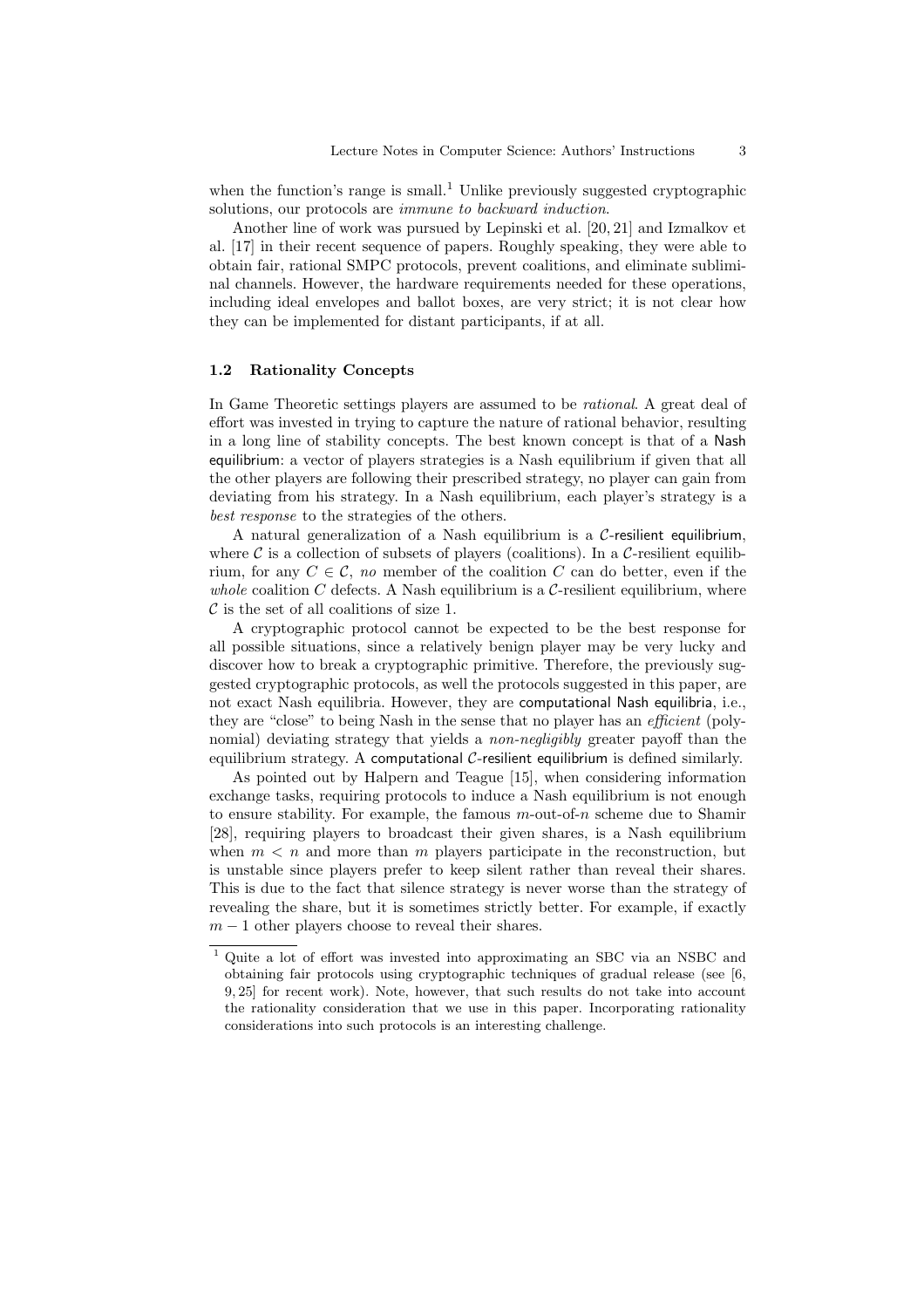when the function's range is small.[1] Unlike previously suggested cryptographic solutions, our protocols are *immune to backward induction*.

Another line of work was pursued by Lepinski et al. [20, 21] and Izmalkov et al. [17] in their recent sequence of papers. Roughly speaking, they were able to obtain fair, rational SMPC protocols, prevent coalitions, and eliminate subliminal channels. However, the hardware requirements needed for these operations, including ideal envelopes and ballot boxes, are very strict; it is not clear how they can be implemented for distant participants, if at all.

### 1.2 Rationality Concepts

In Game Theoretic settings players are assumed to be *rational*. A great deal of effort was invested in trying to capture the nature of rational behavior, resulting in a long line of stability concepts. The best known concept is that of a Nash equilibrium: a vector of players strategies is a Nash equilibrium if given that all the other players are following their prescribed strategy, no player can gain from deviating from his strategy. In a Nash equilibrium, each player's strategy is a *best response* to the strategies of the others.

A natural generalization of a Nash equilibrium is a $\mathcal{C}$-resilient equilibrium, where $\mathcal{C}$ is a collection of subsets of players (coalitions). In a $\mathcal{C}$-resilient equilibrium, for any $C \in \mathcal{C}$, *no* member of the coalition $C$ can do better, even if the *whole* coalition $C$ defects. A Nash equilibrium is a $\mathcal{C}$-resilient equilibrium, where $\mathcal{C}$ is the set of all coalitions of size 1.

A cryptographic protocol cannot be expected to be the best response for all possible situations, since a relatively benign player may be very lucky and discover how to break a cryptographic primitive. Therefore, the previously suggested cryptographic protocols, as well the protocols suggested in this paper, are not exact Nash equilibria. However, they are computational Nash equilibria, i.e., they are "close" to being Nash in the sense that no player has an *efficient* (polynomial) deviating strategy that yields a *non-negligibly* greater payoff than the equilibrium strategy. A computational $\mathcal{C}$-resilient equilibrium is defined similarly.

As pointed out by Halpern and Teague [15], when considering information exchange tasks, requiring protocols to induce a Nash equilibrium is not enough to ensure stability. For example, the famous $m$-out-of-$n$ scheme due to Shamir [28], requiring players to broadcast their given shares, is a Nash equilibrium when $m < n$ and more than $m$ players participate in the reconstruction, but is unstable since players prefer to keep silent rather than reveal their shares. This is due to the fact that silence strategy is never worse than the strategy of revealing the share, but it is sometimes strictly better. For example, if exactly $m-1$ other players choose to reveal their shares.

[1] Quite a lot of effort was invested into approximating an SBC via an NSBC and obtaining fair protocols using cryptographic techniques of gradual release (see [6, 9, 25] for recent work). Note, however, that such results do not take into account the rationality consideration that we use in this paper. Incorporating rationality considerations into such protocols is an interesting challenge.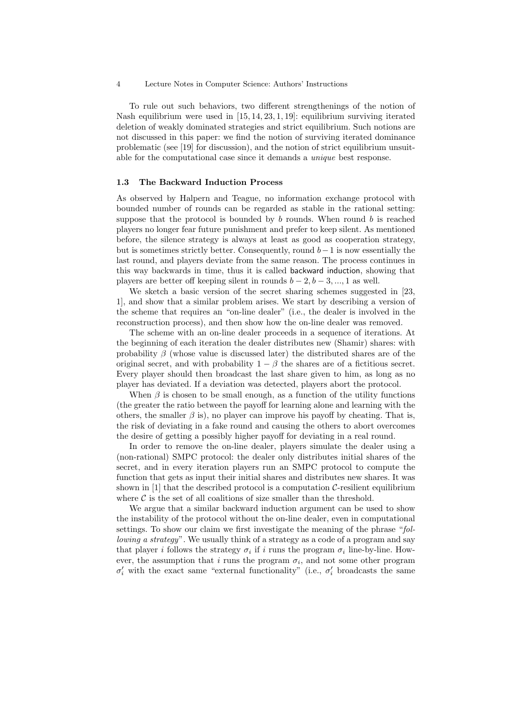To rule out such behaviors, two different strengthenings of the notion of Nash equilibrium were used in [15, 14, 23, 1, 19]: equilibrium surviving iterated deletion of weakly dominated strategies and strict equilibrium. Such notions are not discussed in this paper: we find the notion of surviving iterated dominance problematic (see [19] for discussion), and the notion of strict equilibrium unsuitable for the computational case since it demands a *unique* best response.

### 1.3 The Backward Induction Process

As observed by Halpern and Teague, no information exchange protocol with bounded number of rounds can be regarded as stable in the rational setting: suppose that the protocol is bounded by $b$ rounds. When round $b$ is reached players no longer fear future punishment and prefer to keep silent. As mentioned before, the silence strategy is always at least as good as cooperation strategy, but is sometimes strictly better. Consequently, round $b-1$ is now essentially the last round, and players deviate from the same reason. The process continues in this way backwards in time, thus it is called backward induction, showing that players are better off keeping silent in rounds $b-2, b-3, ..., 1$ as well.

We sketch a basic version of the secret sharing schemes suggested in [23, 1], and show that a similar problem arises. We start by describing a version of the scheme that requires an "on-line dealer" (i.e., the dealer is involved in the reconstruction process), and then show how the on-line dealer was removed.

The scheme with an on-line dealer proceeds in a sequence of iterations. At the beginning of each iteration the dealer distributes new (Shamir) shares: with probability $\beta$ (whose value is discussed later) the distributed shares are of the original secret, and with probability $1-\beta$ the shares are of a fictitious secret. Every player should then broadcast the last share given to him, as long as no player has deviated. If a deviation was detected, players abort the protocol.

When $\beta$ is chosen to be small enough, as a function of the utility functions (the greater the ratio between the payoff for learning alone and learning with the others, the smaller $\beta$ is), no player can improve his payoff by cheating. That is, the risk of deviating in a fake round and causing the others to abort overcomes the desire of getting a possibly higher payoff for deviating in a real round.

In order to remove the on-line dealer, players simulate the dealer using a (non-rational) SMPC protocol: the dealer only distributes initial shares of the secret, and in every iteration players run an SMPC protocol to compute the function that gets as input their initial shares and distributes new shares. It was shown in [1] that the described protocol is a computation $\mathcal{C}$-resilient equilibrium where $\mathcal{C}$ is the set of all coalitions of size smaller than the threshold.

We argue that a similar backward induction argument can be used to show the instability of the protocol without the on-line dealer, even in computational settings. To show our claim we first investigate the meaning of the phrase "*following a strategy*". We usually think of a strategy as a code of a program and say that player $i$ follows the strategy $\sigma_i$ if $i$ runs the program $\sigma_i$ line-by-line. However, the assumption that $i$ runs the program $\sigma_i$, and not some other program $\sigma_i'$ with the exact same "external functionality" (i.e., $\sigma_i'$ broadcasts the same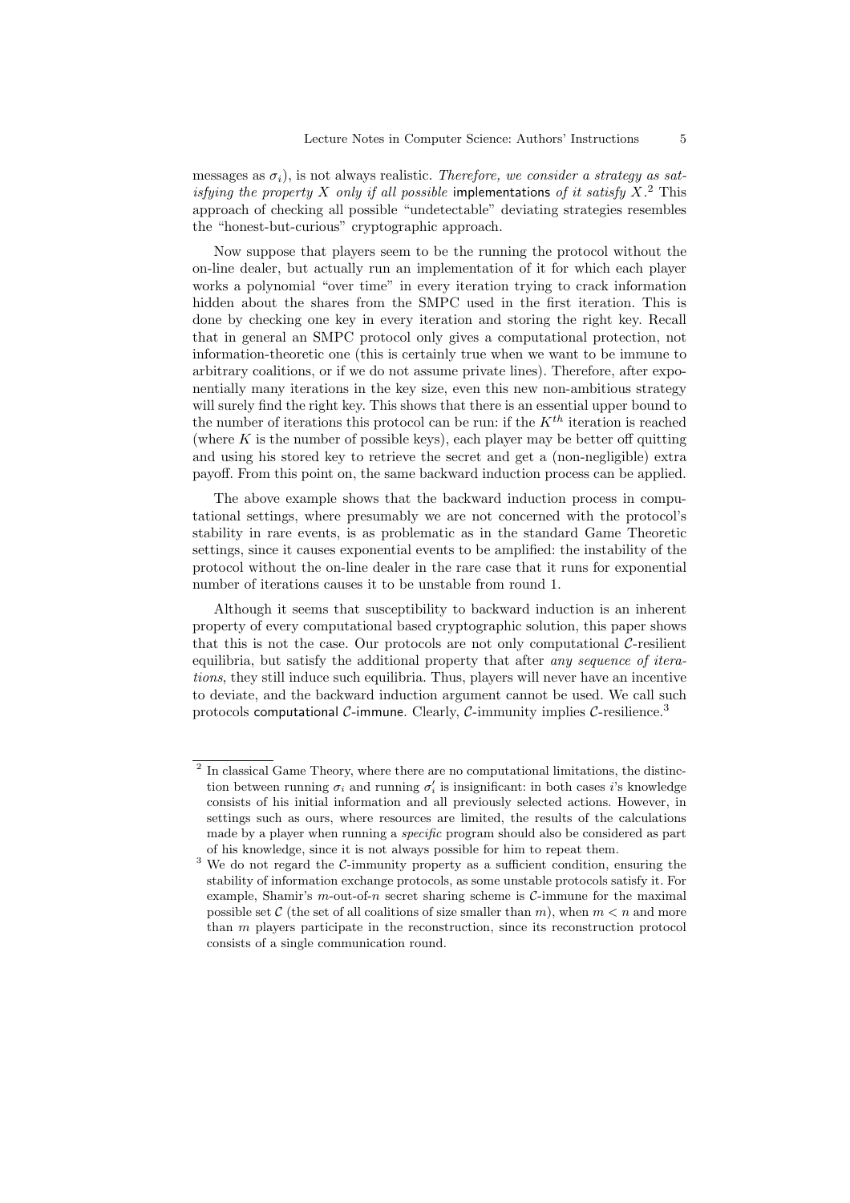messages as $\sigma_i$), is not always realistic. *Therefore, we consider a strategy as satisfying the property $X$ only if all possible* implementations *of it satisfy $X$.*[2] This approach of checking all possible "undetectable" deviating strategies resembles the "honest-but-curious" cryptographic approach.

Now suppose that players seem to be the running the protocol without the on-line dealer, but actually run an implementation of it for which each player works a polynomial "over time" in every iteration trying to crack information hidden about the shares from the SMPC used in the first iteration. This is done by checking one key in every iteration and storing the right key. Recall that in general an SMPC protocol only gives a computational protection, not information-theoretic one (this is certainly true when we want to be immune to arbitrary coalitions, or if we do not assume private lines). Therefore, after exponentially many iterations in the key size, even this new non-ambitious strategy will surely find the right key. This shows that there is an essential upper bound to the number of iterations this protocol can be run: if the $K^{th}$ iteration is reached (where $K$ is the number of possible keys), each player may be better off quitting and using his stored key to retrieve the secret and get a (non-negligible) extra payoff. From this point on, the same backward induction process can be applied.

The above example shows that the backward induction process in computational settings, where presumably we are not concerned with the protocol's stability in rare events, is as problematic as in the standard Game Theoretic settings, since it causes exponential events to be amplified: the instability of the protocol without the on-line dealer in the rare case that it runs for exponential number of iterations causes it to be unstable from round 1.

Although it seems that susceptibility to backward induction is an inherent property of every computational based cryptographic solution, this paper shows that this is not the case. Our protocols are not only computational $\mathcal{C}$-resilient equilibria, but satisfy the additional property that after *any sequence of iterations*, they still induce such equilibria. Thus, players will never have an incentive to deviate, and the backward induction argument cannot be used. We call such protocols computational $\mathcal{C}$-immune. Clearly, $\mathcal{C}$-immunity implies $\mathcal{C}$-resilience.[3]

---

[2] In classical Game Theory, where there are no computational limitations, the distinction between running $\sigma_i$ and running $\sigma'_i$ is insignificant: in both cases $i$'s knowledge consists of his initial information and all previously selected actions. However, in settings such as ours, where resources are limited, the results of the calculations made by a player when running a *specific* program should also be considered as part of his knowledge, since it is not always possible for him to repeat them.

[3] We do not regard the $\mathcal{C}$-immunity property as a sufficient condition, ensuring the stability of information exchange protocols, as some unstable protocols satisfy it. For example, Shamir's $m$-out-of-$n$ secret sharing scheme is $\mathcal{C}$-immune for the maximal possible set $\mathcal{C}$ (the set of all coalitions of size smaller than $m$), when $m < n$ and more than $m$ players participate in the reconstruction, since its reconstruction protocol consists of a single communication round.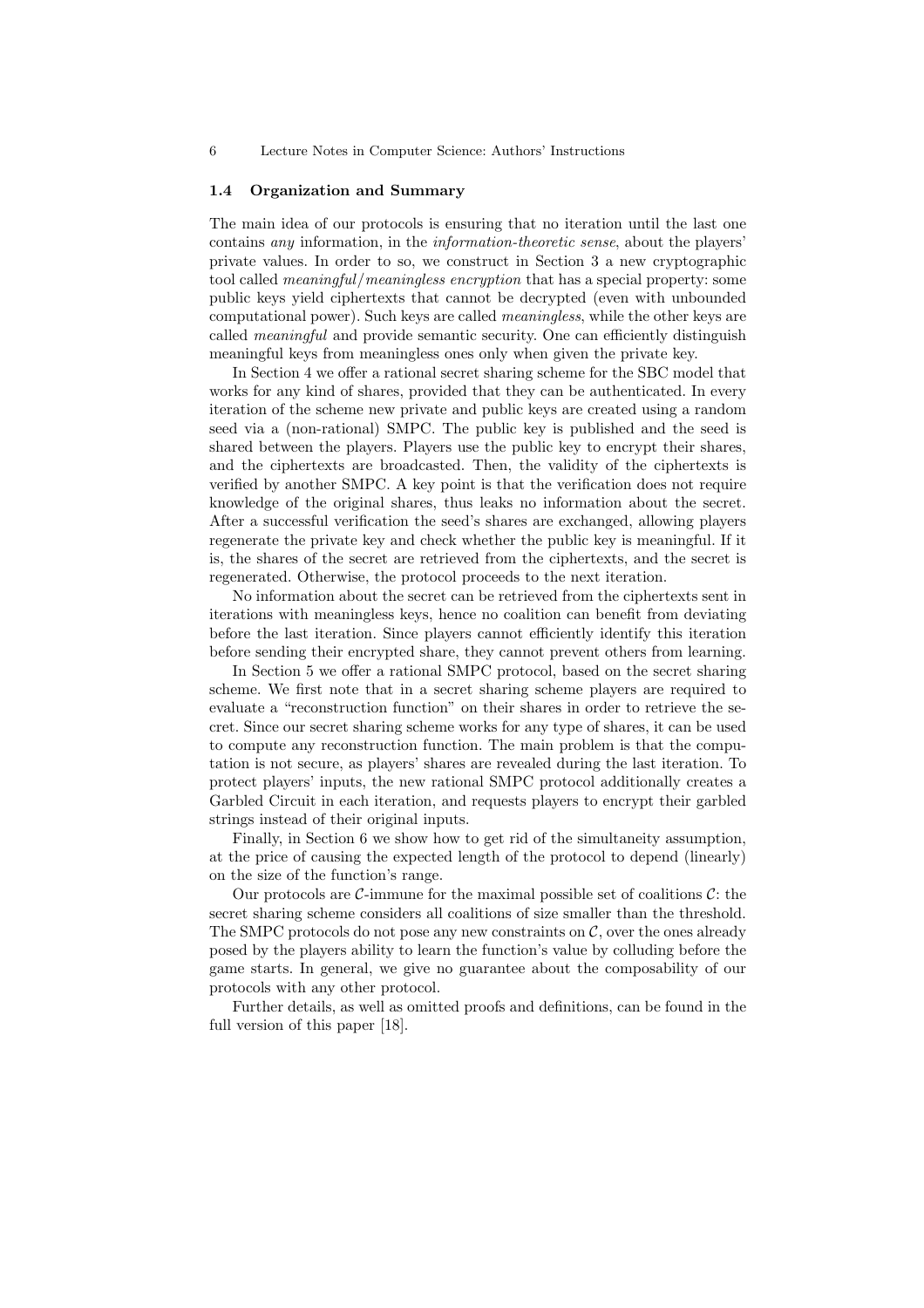### 1.4 Organization and Summary

The main idea of our protocols is ensuring that no iteration until the last one contains *any* information, in the *information-theoretic sense*, about the players' private values. In order to so, we construct in Section 3 a new cryptographic tool called *meaningful/meaningless encryption* that has a special property: some public keys yield ciphertexts that cannot be decrypted (even with unbounded computational power). Such keys are called *meaningless*, while the other keys are called *meaningful* and provide semantic security. One can efficiently distinguish meaningful keys from meaningless ones only when given the private key.

In Section 4 we offer a rational secret sharing scheme for the SBC model that works for any kind of shares, provided that they can be authenticated. In every iteration of the scheme new private and public keys are created using a random seed via a (non-rational) SMPC. The public key is published and the seed is shared between the players. Players use the public key to encrypt their shares, and the ciphertexts are broadcasted. Then, the validity of the ciphertexts is verified by another SMPC. A key point is that the verification does not require knowledge of the original shares, thus leaks no information about the secret. After a successful verification the seed's shares are exchanged, allowing players regenerate the private key and check whether the public key is meaningful. If it is, the shares of the secret are retrieved from the ciphertexts, and the secret is regenerated. Otherwise, the protocol proceeds to the next iteration.

No information about the secret can be retrieved from the ciphertexts sent in iterations with meaningless keys, hence no coalition can benefit from deviating before the last iteration. Since players cannot efficiently identify this iteration before sending their encrypted share, they cannot prevent others from learning.

In Section 5 we offer a rational SMPC protocol, based on the secret sharing scheme. We first note that in a secret sharing scheme players are required to evaluate a "reconstruction function" on their shares in order to retrieve the secret. Since our secret sharing scheme works for any type of shares, it can be used to compute any reconstruction function. The main problem is that the computation is not secure, as players' shares are revealed during the last iteration. To protect players' inputs, the new rational SMPC protocol additionally creates a Garbled Circuit in each iteration, and requests players to encrypt their garbled strings instead of their original inputs.

Finally, in Section 6 we show how to get rid of the simultaneity assumption, at the price of causing the expected length of the protocol to depend (linearly) on the size of the function's range.

Our protocols are $\mathcal{C}$-immune for the maximal possible set of coalitions $\mathcal{C}$: the secret sharing scheme considers all coalitions of size smaller than the threshold. The SMPC protocols do not pose any new constraints on $\mathcal{C}$, over the ones already posed by the players ability to learn the function's value by colluding before the game starts. In general, we give no guarantee about the composability of our protocols with any other protocol.

Further details, as well as omitted proofs and definitions, can be found in the full version of this paper [18].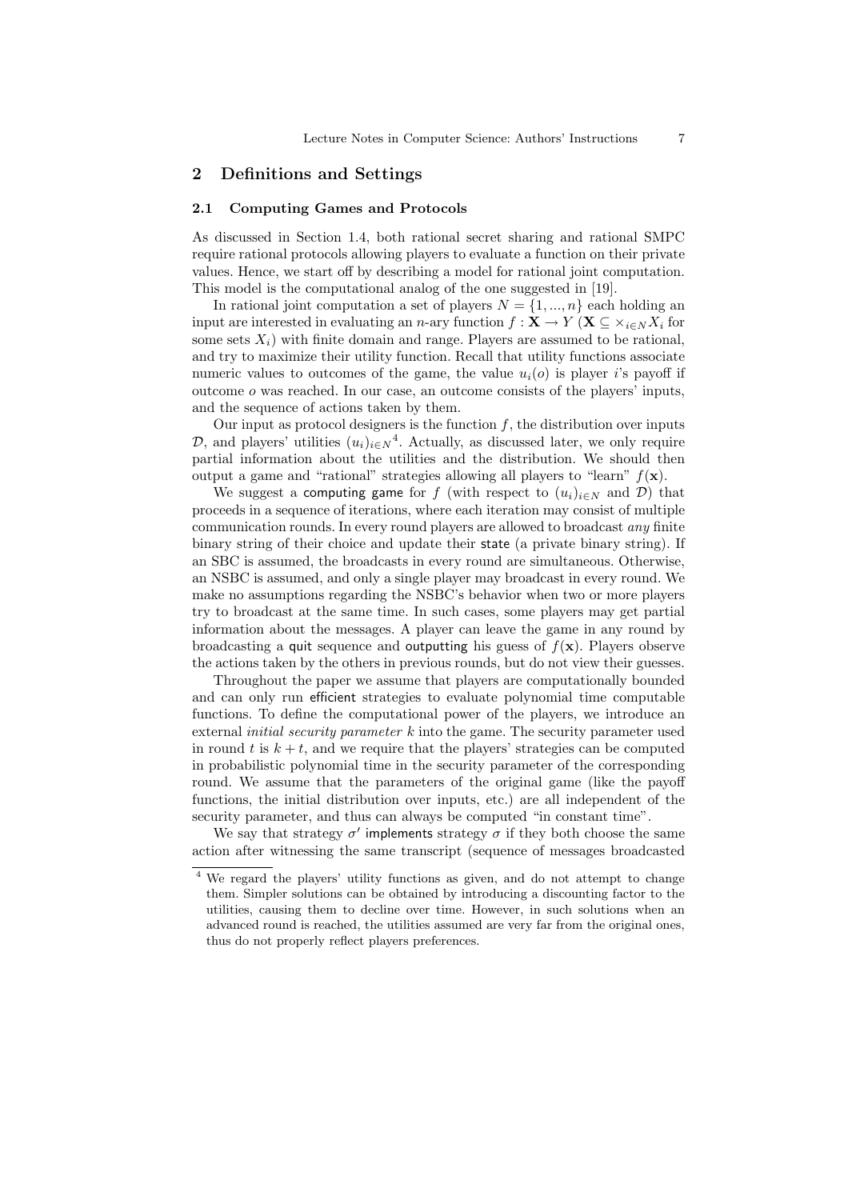## 2 Definitions and Settings

### 2.1 Computing Games and Protocols

As discussed in Section 1.4, both rational secret sharing and rational SMPC require rational protocols allowing players to evaluate a function on their private values. Hence, we start off by describing a model for rational joint computation. This model is the computational analog of the one suggested in [19].

In rational joint computation a set of players $N = \{1, ..., n\}$ each holding an input are interested in evaluating an $n$-ary function $f : \mathbf{X} \to Y$ ($\mathbf{X} \subseteq \times_{i \in N} X_i$ for some sets $X_i$) with finite domain and range. Players are assumed to be rational, and try to maximize their utility function. Recall that utility functions associate numeric values to outcomes of the game, the value $u_i(o)$ is player $i$'s payoff if outcome $o$ was reached. In our case, an outcome consists of the players' inputs, and the sequence of actions taken by them.

Our input as protocol designers is the function $f$, the distribution over inputs $\mathcal{D}$, and players' utilities $(u_i)_{i \in N}$[4]. Actually, as discussed later, we only require partial information about the utilities and the distribution. We should then output a game and "rational" strategies allowing all players to "learn" $f(\mathbf{x})$.

We suggest a computing game for $f$ (with respect to $(u_i)_{i \in N}$ and $\mathcal{D}$) that proceeds in a sequence of iterations, where each iteration may consist of multiple communication rounds. In every round players are allowed to broadcast *any* finite binary string of their choice and update their state (a private binary string). If an SBC is assumed, the broadcasts in every round are simultaneous. Otherwise, an NSBC is assumed, and only a single player may broadcast in every round. We make no assumptions regarding the NSBC's behavior when two or more players try to broadcast at the same time. In such cases, some players may get partial information about the messages. A player can leave the game in any round by broadcasting a quit sequence and outputting his guess of $f(\mathbf{x})$. Players observe the actions taken by the others in previous rounds, but do not view their guesses.

Throughout the paper we assume that players are computationally bounded and can only run efficient strategies to evaluate polynomial time computable functions. To define the computational power of the players, we introduce an external *initial security parameter* $k$ into the game. The security parameter used in round $t$ is $k + t$, and we require that the players' strategies can be computed in probabilistic polynomial time in the security parameter of the corresponding round. We assume that the parameters of the original game (like the payoff functions, the initial distribution over inputs, etc.) are all independent of the security parameter, and thus can always be computed "in constant time".

We say that strategy $\sigma'$ implements strategy $\sigma$ if they both choose the same action after witnessing the same transcript (sequence of messages broadcasted

[4] We regard the players' utility functions as given, and do not attempt to change them. Simpler solutions can be obtained by introducing a discounting factor to the utilities, causing them to decline over time. However, in such solutions when an advanced round is reached, the utilities assumed are very far from the original ones, thus do not properly reflect players preferences.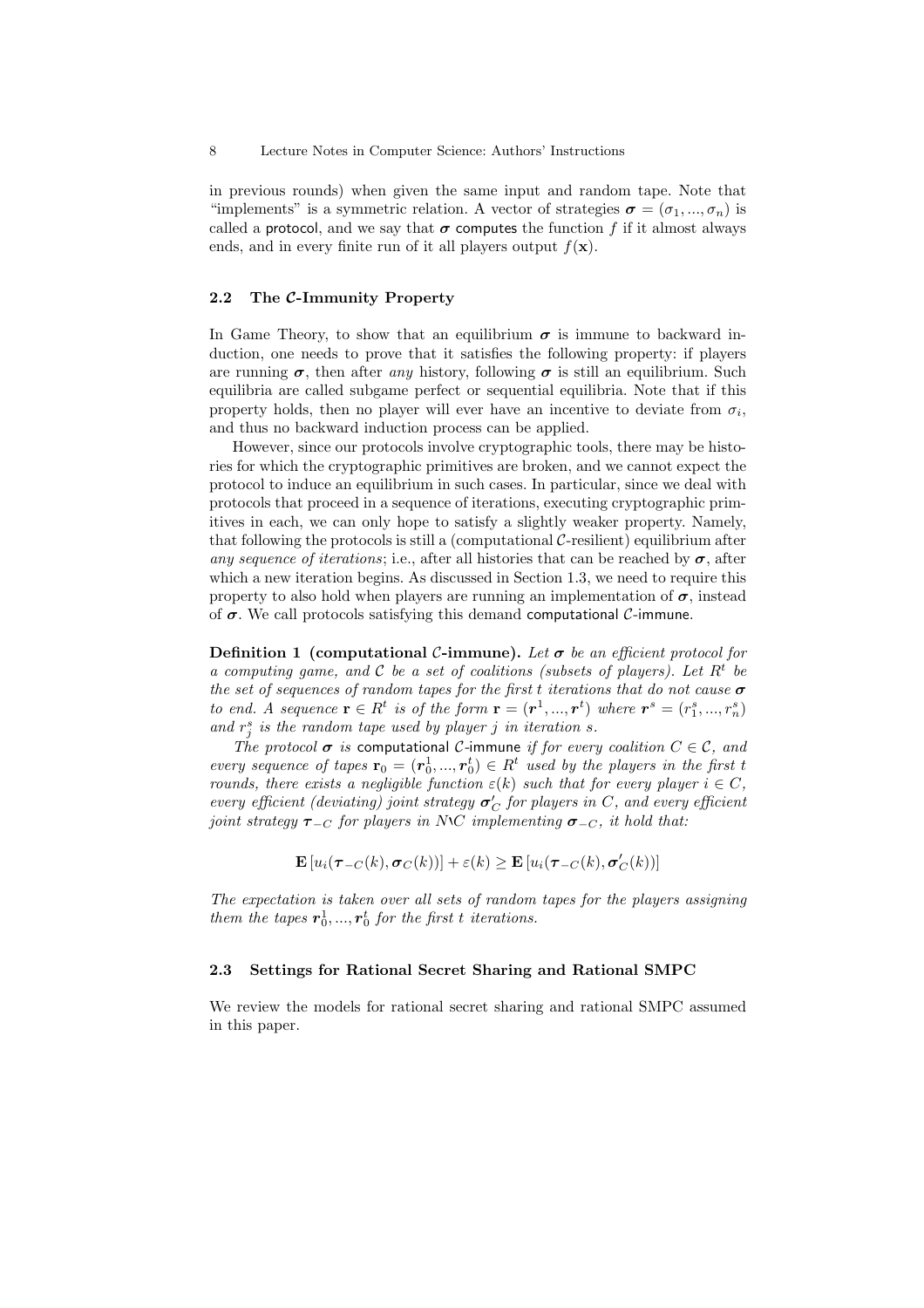in previous rounds) when given the same input and random tape. Note that "implements" is a symmetric relation. A vector of strategies $\boldsymbol{\sigma} = (\sigma_1, ..., \sigma_n)$ is called a protocol, and we say that $\boldsymbol{\sigma}$ computes the function $f$ if it almost always ends, and in every finite run of it all players output $f(\mathbf{x})$.

### 2.2 The $\mathcal{C}$-Immunity Property

In Game Theory, to show that an equilibrium $\boldsymbol{\sigma}$ is immune to backward induction, one needs to prove that it satisfies the following property: if players are running $\boldsymbol{\sigma}$, then after *any* history, following $\boldsymbol{\sigma}$ is still an equilibrium. Such equilibria are called subgame perfect or sequential equilibria. Note that if this property holds, then no player will ever have an incentive to deviate from $\sigma_i$, and thus no backward induction process can be applied.

However, since our protocols involve cryptographic tools, there may be histories for which the cryptographic primitives are broken, and we cannot expect the protocol to induce an equilibrium in such cases. In particular, since we deal with protocols that proceed in a sequence of iterations, executing cryptographic primitives in each, we can only hope to satisfy a slightly weaker property. Namely, that following the protocols is still a (computational $\mathcal{C}$-resilient) equilibrium after *any sequence of iterations*; i.e., after all histories that can be reached by $\boldsymbol{\sigma}$, after which a new iteration begins. As discussed in Section 1.3, we need to require this property to also hold when players are running an implementation of $\boldsymbol{\sigma}$, instead of $\boldsymbol{\sigma}$. We call protocols satisfying this demand computational $\mathcal{C}$-immune.

**Definition 1 (computational $\mathcal{C}$-immune).** *Let $\boldsymbol{\sigma}$ be an efficient protocol for a computing game, and $\mathcal{C}$ be a set of coalitions (subsets of players). Let $R^t$ be the set of sequences of random tapes for the first $t$ iterations that do not cause $\boldsymbol{\sigma}$ to end. A sequence $\mathbf{r} \in R^t$ is of the form $\mathbf{r} = (\boldsymbol{r}^1, ..., \boldsymbol{r}^t)$ where $\boldsymbol{r}^s = (r_1^s, ..., r_n^s)$ and $r_j^s$ is the random tape used by player $j$ in iteration $s$.*

*The protocol $\boldsymbol{\sigma}$ is computational $\mathcal{C}$-immune if for every coalition $C \in \mathcal{C}$, and every sequence of tapes $\mathbf{r}_0 = (\boldsymbol{r}_0^1, ..., \boldsymbol{r}_0^t) \in R^t$ used by the players in the first $t$ rounds, there exists a negligible function $\varepsilon(k)$ such that for every player $i \in C$, every efficient (deviating) joint strategy $\boldsymbol{\sigma}'_C$ for players in $C$, and every efficient joint strategy $\boldsymbol{\tau}_{-C}$ for players in $N \setminus C$ implementing $\boldsymbol{\sigma}_{-C}$, it hold that:*

$$\mathbf{E}\left[u_i(\boldsymbol{\tau}_{-C}(k), \boldsymbol{\sigma}_C(k))\right] + \varepsilon(k) \geq \mathbf{E}\left[u_i(\boldsymbol{\tau}_{-C}(k), \boldsymbol{\sigma}'_C(k))\right]$$

*The expectation is taken over all sets of random tapes for the players assigning them the tapes $\boldsymbol{r}_0^1, ..., \boldsymbol{r}_0^t$ for the first $t$ iterations.*

### 2.3 Settings for Rational Secret Sharing and Rational SMPC

We review the models for rational secret sharing and rational SMPC assumed in this paper.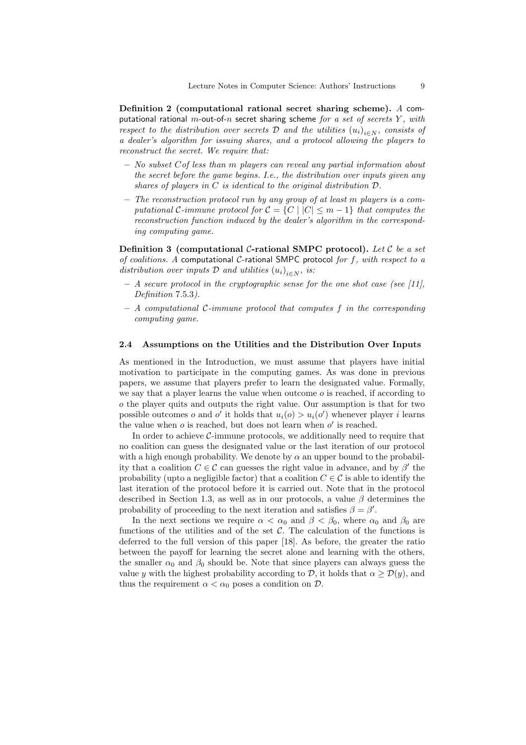**Definition 2 (computational rational secret sharing scheme).** *A* computational rational $m$-out-of-$n$ secret sharing scheme *for a set of secrets $Y$, with respect to the distribution over secrets $\mathcal{D}$ and the utilities $(u_i)_{i \in N}$, consists of a dealer's algorithm for issuing shares, and a protocol allowing the players to reconstruct the secret. We require that:*

- *No subset $C$ of less than $m$ players can reveal any partial information about the secret before the game begins. I.e., the distribution over inputs given any shares of players in $C$ is identical to the original distribution $\mathcal{D}$.*
- *The reconstruction protocol run by any group of at least $m$ players is a computational $\mathcal{C}$-immune protocol for $\mathcal{C} = \{C \mid |C| \leq m-1\}$ that computes the reconstruction function induced by the dealer's algorithm in the corresponding computing game.*

**Definition 3 (computational $\mathcal{C}$-rational SMPC protocol).** *Let $\mathcal{C}$ be a set of coalitions. A* computational $\mathcal{C}$-rational SMPC protocol *for $f$, with respect to a distribution over inputs $\mathcal{D}$ and utilities $(u_i)_{i \in N}$, is:*

- *A secure protocol in the cryptographic sense for the one shot case (see [11], Definition 7.5.3).*
- *A computational $\mathcal{C}$-immune protocol that computes $f$ in the corresponding computing game.*

### 2.4 Assumptions on the Utilities and the Distribution Over Inputs

As mentioned in the Introduction, we must assume that players have initial motivation to participate in the computing games. As was done in previous papers, we assume that players prefer to learn the designated value. Formally, we say that a player learns the value when outcome $o$ is reached, if according to $o$ the player quits and outputs the right value. Our assumption is that for two possible outcomes $o$ and $o'$ it holds that $u_i(o) > u_i(o')$ whenever player $i$ learns the value when $o$ is reached, but does not learn when $o'$ is reached.

In order to achieve $\mathcal{C}$-immune protocols, we additionally need to require that no coalition can guess the designated value or the last iteration of our protocol with a high enough probability. We denote by $\alpha$ an upper bound to the probability that a coalition $C \in \mathcal{C}$ can guesses the right value in advance, and by $\beta'$ the probability (upto a negligible factor) that a coalition $C \in \mathcal{C}$ is able to identify the last iteration of the protocol before it is carried out. Note that in the protocol described in Section 1.3, as well as in our protocols, a value $\beta$ determines the probability of proceeding to the next iteration and satisfies $\beta = \beta'$.

In the next sections we require $\alpha < \alpha_0$ and $\beta < \beta_0$, where $\alpha_0$ and $\beta_0$ are functions of the utilities and of the set $\mathcal{C}$. The calculation of the functions is deferred to the full version of this paper [18]. As before, the greater the ratio between the payoff for learning the secret alone and learning with the others, the smaller $\alpha_0$ and $\beta_0$ should be. Note that since players can always guess the value $y$ with the highest probability according to $\mathcal{D}$, it holds that $\alpha \geq \mathcal{D}(y)$, and thus the requirement $\alpha < \alpha_0$ poses a condition on $\mathcal{D}$.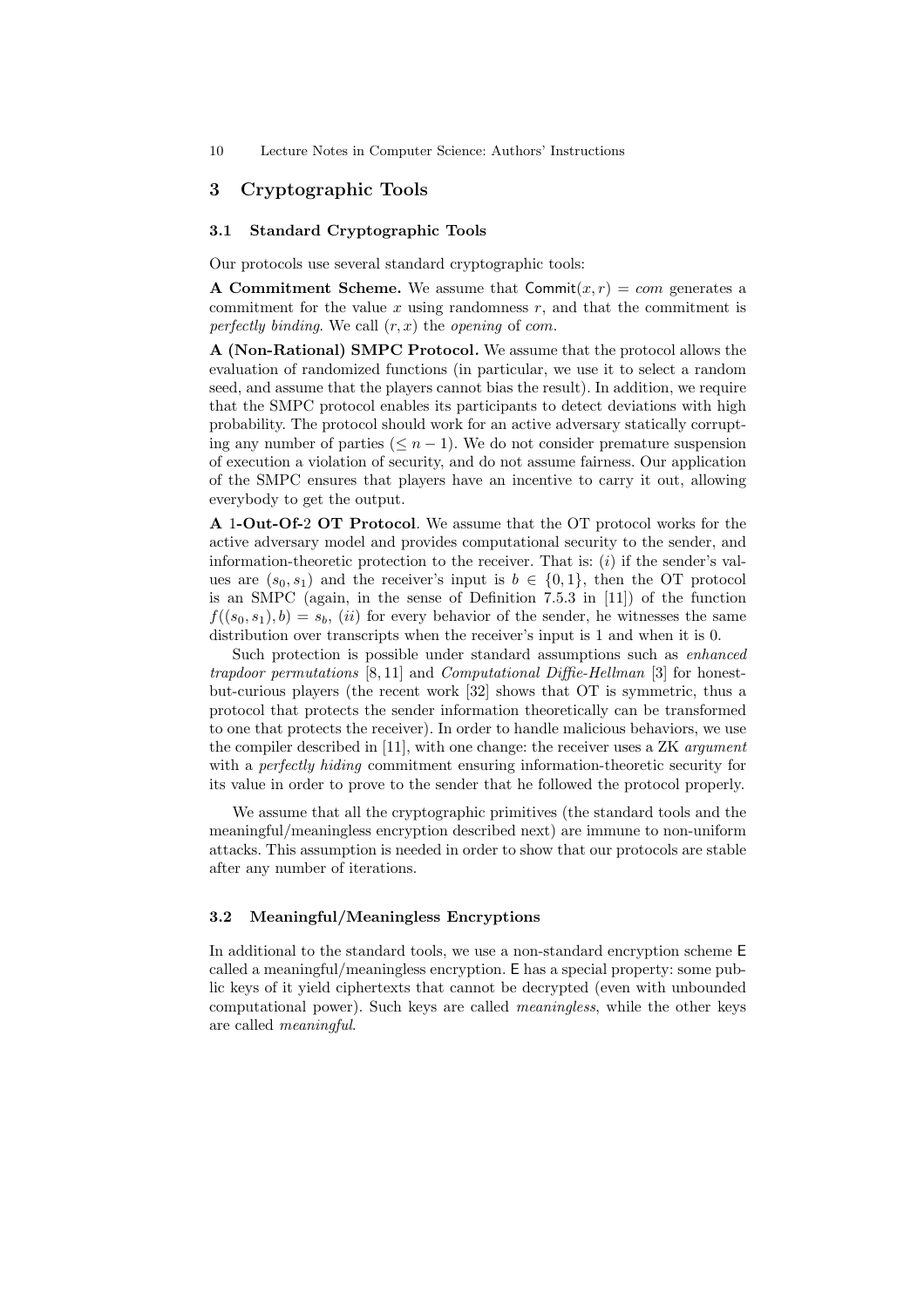## 3 Cryptographic Tools

### 3.1 Standard Cryptographic Tools

Our protocols use several standard cryptographic tools:

**A Commitment Scheme.** We assume that $\mathsf{Commit}(x, r) = com$ generates a commitment for the value $x$ using randomness $r$, and that the commitment is *perfectly binding*. We call $(r, x)$ the *opening* of *com*.

**A (Non-Rational) SMPC Protocol.** We assume that the protocol allows the evaluation of randomized functions (in particular, we use it to select a random seed, and assume that the players cannot bias the result). In addition, we require that the SMPC protocol enables its participants to detect deviations with high probability. The protocol should work for an active adversary statically corrupting any number of parties ($\leq n-1$). We do not consider premature suspension of execution a violation of security, and do not assume fairness. Our application of the SMPC ensures that players have an incentive to carry it out, allowing everybody to get the output.

**A 1-Out-Of-2 OT Protocol**. We assume that the OT protocol works for the active adversary model and provides computational security to the sender, and information-theoretic protection to the receiver. That is: $(i)$ if the sender's values are $(s_0, s_1)$ and the receiver's input is $b \in \{0, 1\}$, then the OT protocol is an SMPC (again, in the sense of Definition 7.5.3 in [11]) of the function $f((s_0, s_1), b) = s_b$, $(ii)$ for every behavior of the sender, he witnesses the same distribution over transcripts when the receiver's input is 1 and when it is 0.

Such protection is possible under standard assumptions such as *enhanced trapdoor permutations* [8, 11] and *Computational Diffie-Hellman* [3] for honest-but-curious players (the recent work [32] shows that OT is symmetric, thus a protocol that protects the sender information theoretically can be transformed to one that protects the receiver). In order to handle malicious behaviors, we use the compiler described in [11], with one change: the receiver uses a ZK *argument* with a *perfectly hiding* commitment ensuring information-theoretic security for its value in order to prove to the sender that he followed the protocol properly.

We assume that all the cryptographic primitives (the standard tools and the meaningful/meaningless encryption described next) are immune to non-uniform attacks. This assumption is needed in order to show that our protocols are stable after any number of iterations.

### 3.2 Meaningful/Meaningless Encryptions

In additional to the standard tools, we use a non-standard encryption scheme $\mathsf{E}$ called a meaningful/meaningless encryption. $\mathsf{E}$ has a special property: some public keys of it yield ciphertexts that cannot be decrypted (even with unbounded computational power). Such keys are called *meaningless*, while the other keys are called *meaningful*.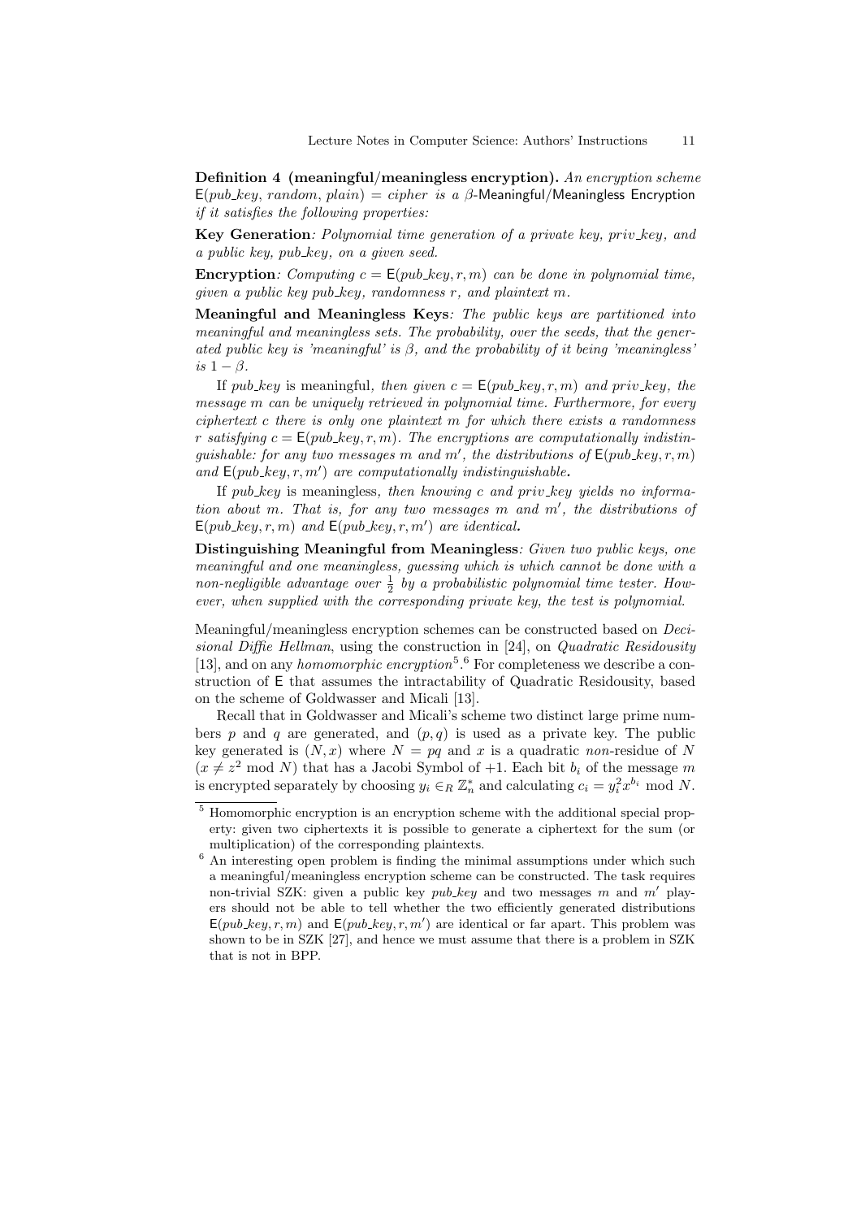**Definition 4 (meaningful/meaningless encryption).** *An encryption scheme* $\mathsf{E}(pub\_key, random, plain) = cipher$ *is a* $\beta$*-*Meaningful/Meaningless Encryption *if it satisfies the following properties:*

**Key Generation***: Polynomial time generation of a private key, priv_key, and a public key, pub_key, on a given seed.*

**Encryption***: Computing* $c = \mathsf{E}(pub\_key, r, m)$ *can be done in polynomial time, given a public key pub_key, randomness* $r$*, and plaintext* $m$*.*

**Meaningful and Meaningless Keys***: The public keys are partitioned into meaningful and meaningless sets. The probability, over the seeds, that the generated public key is 'meaningful' is* $\beta$*, and the probability of it being 'meaningless' is* $1 - \beta$*.*

If *pub_key* is meaningful*, then given* $c = \mathsf{E}(pub\_key, r, m)$ *and priv_key, the message* $m$ *can be uniquely retrieved in polynomial time. Furthermore, for every ciphertext* $c$ *there is only one plaintext* $m$ *for which there exists a randomness* $r$ *satisfying* $c = \mathsf{E}(pub\_key, r, m)$*. The encryptions are computationally indistinguishable: for any two messages* $m$ *and* $m'$*, the distributions of* $\mathsf{E}(pub\_key, r, m)$ *and* $\mathsf{E}(pub\_key, r, m')$ *are computationally indistinguishable***.**

If *pub_key* is meaningless*, then knowing* $c$ *and priv_key yields no information about* $m$*. That is, for any two messages* $m$ *and* $m'$*, the distributions of* $\mathsf{E}(pub\_key, r, m)$ *and* $\mathsf{E}(pub\_key, r, m')$ *are identical***.**

**Distinguishing Meaningful from Meaningless***: Given two public keys, one meaningful and one meaningless, guessing which is which cannot be done with a non-negligible advantage over* $\frac{1}{2}$ *by a probabilistic polynomial time tester. However, when supplied with the corresponding private key, the test is polynomial.*

Meaningful/meaningless encryption schemes can be constructed based on *Decisional Diffie Hellman*, using the construction in [24], on *Quadratic Residousity* [13], and on any *homomorphic encryption*[5].[6] For completeness we describe a construction of $\mathsf{E}$ that assumes the intractability of Quadratic Residousity, based on the scheme of Goldwasser and Micali [13].

Recall that in Goldwasser and Micali's scheme two distinct large prime numbers $p$ and $q$ are generated, and $(p, q)$ is used as a private key. The public key generated is $(N, x)$ where $N = pq$ and $x$ is a quadratic *non*-residue of $N$ ($x \neq z^2 \bmod N$) that has a Jacobi Symbol of +1. Each bit $b_i$ of the message $m$ is encrypted separately by choosing $y_i \in_R \mathbb{Z}_n^*$ and calculating $c_i = y_i^2 x^{b_i} \bmod N$.

[5] Homomorphic encryption is an encryption scheme with the additional special property: given two ciphertexts it is possible to generate a ciphertext for the sum (or multiplication) of the corresponding plaintexts.

[6] An interesting open problem is finding the minimal assumptions under which such a meaningful/meaningless encryption scheme can be constructed. The task requires non-trivial SZK: given a public key *pub_key* and two messages $m$ and $m'$ players should not be able to tell whether the two efficiently generated distributions $\mathsf{E}(pub\_key, r, m)$ and $\mathsf{E}(pub\_key, r, m')$ are identical or far apart. This problem was shown to be in SZK [27], and hence we must assume that there is a problem in SZK that is not in BPP.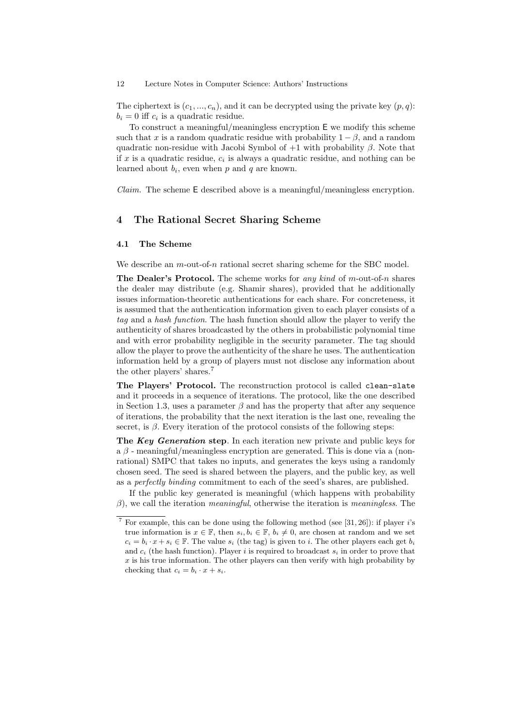The ciphertext is $(c_1, ..., c_n)$, and it can be decrypted using the private key $(p, q)$: $b_i = 0$ iff $c_i$ is a quadratic residue.

To construct a meaningful/meaningless encryption $\mathsf{E}$ we modify this scheme such that $x$ is a random quadratic residue with probability $1 - \beta$, and a random quadratic non-residue with Jacobi Symbol of $+1$ with probability $\beta$. Note that if $x$ is a quadratic residue, $c_i$ is always a quadratic residue, and nothing can be learned about $b_i$, even when $p$ and $q$ are known.

*Claim.* The scheme $\mathsf{E}$ described above is a meaningful/meaningless encryption.

## 4 The Rational Secret Sharing Scheme

### 4.1 The Scheme

We describe an $m$-out-of-$n$ rational secret sharing scheme for the SBC model.

**The Dealer's Protocol.** The scheme works for *any kind* of $m$-out-of-$n$ shares the dealer may distribute (e.g. Shamir shares), provided that he additionally issues information-theoretic authentications for each share. For concreteness, it is assumed that the authentication information given to each player consists of a *tag* and a *hash function*. The hash function should allow the player to verify the authenticity of shares broadcasted by the others in probabilistic polynomial time and with error probability negligible in the security parameter. The tag should allow the player to prove the authenticity of the share he uses. The authentication information held by a group of players must not disclose any information about the other players' shares.[7]

**The Players' Protocol.** The reconstruction protocol is called `clean-slate` and it proceeds in a sequence of iterations. The protocol, like the one described in Section 1.3, uses a parameter $\beta$ and has the property that after any sequence of iterations, the probability that the next iteration is the last one, revealing the secret, is $\beta$. Every iteration of the protocol consists of the following steps:

**The *Key Generation* step**. In each iteration new private and public keys for a $\beta$ - meaningful/meaningless encryption are generated. This is done via a (non-rational) SMPC that takes no inputs, and generates the keys using a randomly chosen seed. The seed is shared between the players, and the public key, as well as a *perfectly binding* commitment to each of the seed's shares, are published.

If the public key generated is meaningful (which happens with probability $\beta$), we call the iteration *meaningful*, otherwise the iteration is *meaningless*. The

[7] For example, this can be done using the following method (see [31, 26]): if player $i$'s true information is $x \in \mathbb{F}$, then $s_i, b_i \in \mathbb{F}$, $b_i \neq 0$, are chosen at random and we set $c_i = b_i \cdot x + s_i \in \mathbb{F}$. The value $s_i$ (the tag) is given to $i$. The other players each get $b_i$ and $c_i$ (the hash function). Player $i$ is required to broadcast $s_i$ in order to prove that $x$ is his true information. The other players can then verify with high probability by checking that $c_i = b_i \cdot x + s_i$.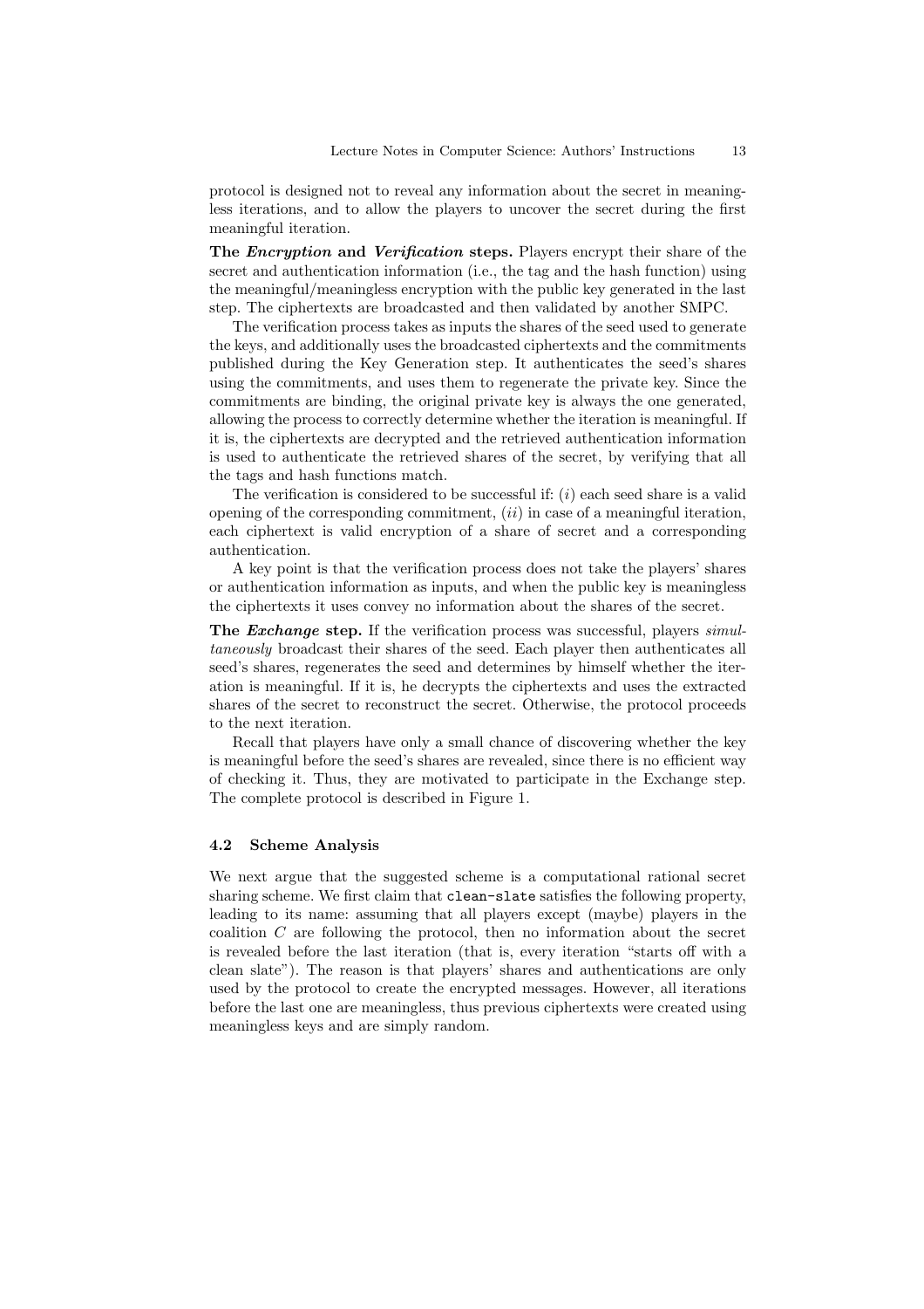protocol is designed not to reveal any information about the secret in meaningless iterations, and to allow the players to uncover the secret during the first meaningful iteration.

**The *Encryption* and *Verification* steps.** Players encrypt their share of the secret and authentication information (i.e., the tag and the hash function) using the meaningful/meaningless encryption with the public key generated in the last step. The ciphertexts are broadcasted and then validated by another SMPC.

The verification process takes as inputs the shares of the seed used to generate the keys, and additionally uses the broadcasted ciphertexts and the commitments published during the Key Generation step. It authenticates the seed's shares using the commitments, and uses them to regenerate the private key. Since the commitments are binding, the original private key is always the one generated, allowing the process to correctly determine whether the iteration is meaningful. If it is, the ciphertexts are decrypted and the retrieved authentication information is used to authenticate the retrieved shares of the secret, by verifying that all the tags and hash functions match.

The verification is considered to be successful if: $(i)$ each seed share is a valid opening of the corresponding commitment, $(ii)$ in case of a meaningful iteration, each ciphertext is valid encryption of a share of secret and a corresponding authentication.

A key point is that the verification process does not take the players' shares or authentication information as inputs, and when the public key is meaningless the ciphertexts it uses convey no information about the shares of the secret.

**The *Exchange* step.** If the verification process was successful, players *simultaneously* broadcast their shares of the seed. Each player then authenticates all seed's shares, regenerates the seed and determines by himself whether the iteration is meaningful. If it is, he decrypts the ciphertexts and uses the extracted shares of the secret to reconstruct the secret. Otherwise, the protocol proceeds to the next iteration.

Recall that players have only a small chance of discovering whether the key is meaningful before the seed's shares are revealed, since there is no efficient way of checking it. Thus, they are motivated to participate in the Exchange step. The complete protocol is described in Figure 1.

### 4.2 Scheme Analysis

We next argue that the suggested scheme is a computational rational secret sharing scheme. We first claim that `clean-slate` satisfies the following property, leading to its name: assuming that all players except (maybe) players in the coalition $C$ are following the protocol, then no information about the secret is revealed before the last iteration (that is, every iteration "starts off with a clean slate"). The reason is that players' shares and authentications are only used by the protocol to create the encrypted messages. However, all iterations before the last one are meaningless, thus previous ciphertexts were created using meaningless keys and are simply random.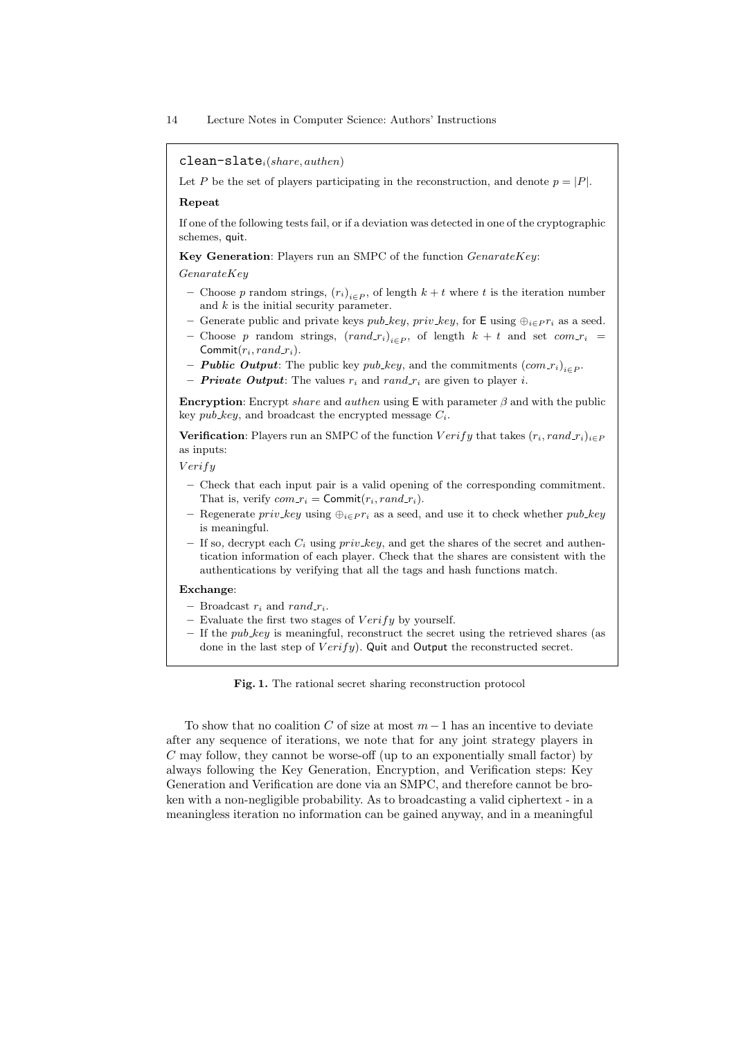`clean-slate`$_i(share, authen)$

Let $P$ be the set of players participating in the reconstruction, and denote $p = |P|$.

**Repeat**

If one of the following tests fail, or if a deviation was detected in one of the cryptographic schemes, quit.

**Key Generation**: Players run an SMPC of the function $GenarateKey$:

$GenarateKey$

- Choose $p$ random strings, $(r_i)_{i \in P}$, of length $k + t$ where $t$ is the iteration number and $k$ is the initial security parameter.
- Generate public and private keys $pub\_key$, $priv\_key$, for $\mathsf{E}$ using $\oplus_{i \in P} r_i$ as a seed.
- Choose $p$ random strings, $(rand\_r_i)_{i \in P}$, of length $k + t$ and set $com\_r_i = \mathsf{Commit}(r_i, rand\_r_i)$.
- ***Public Output***: The public key $pub\_key$, and the commitments $(com\_r_i)_{i \in P}$.
- ***Private Output***: The values $r_i$ and $rand\_r_i$ are given to player $i$.

**Encryption**: Encrypt $share$ and $authen$ using $\mathsf{E}$ with parameter $\beta$ and with the public key $pub\_key$, and broadcast the encrypted message $C_i$.

**Verification**: Players run an SMPC of the function $Verify$ that takes $(r_i, rand\_r_i)_{i \in P}$ as inputs:

$Verify$

- Check that each input pair is a valid opening of the corresponding commitment. That is, verify $com\_r_i = \mathsf{Commit}(r_i, rand\_r_i)$.
- Regenerate $priv\_key$ using $\oplus_{i \in P} r_i$ as a seed, and use it to check whether $pub\_key$ is meaningful.
- If so, decrypt each $C_i$ using $priv\_key$, and get the shares of the secret and authentication information of each player. Check that the shares are consistent with the authentications by verifying that all the tags and hash functions match.

**Exchange**:

- Broadcast $r_i$ and $rand\_r_i$.
- Evaluate the first two stages of $Verify$ by yourself.
- If the $pub\_key$ is meaningful, reconstruct the secret using the retrieved shares (as done in the last step of $Verify$). Quit and Output the reconstructed secret.

**Fig. 1.** The rational secret sharing reconstruction protocol

To show that no coalition $C$ of size at most $m-1$ has an incentive to deviate after any sequence of iterations, we note that for any joint strategy players in $C$ may follow, they cannot be worse-off (up to an exponentially small factor) by always following the Key Generation, Encryption, and Verification steps: Key Generation and Verification are done via an SMPC, and therefore cannot be broken with a non-negligible probability. As to broadcasting a valid ciphertext - in a meaningless iteration no information can be gained anyway, and in a meaningful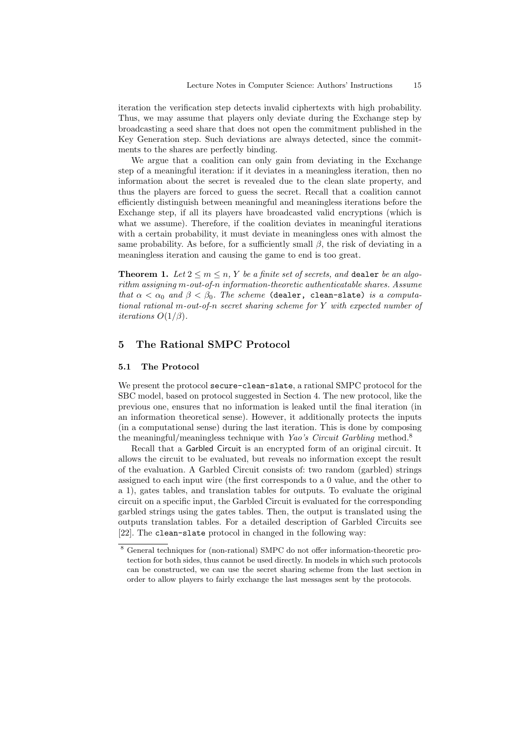iteration the verification step detects invalid ciphertexts with high probability. Thus, we may assume that players only deviate during the Exchange step by broadcasting a seed share that does not open the commitment published in the Key Generation step. Such deviations are always detected, since the commitments to the shares are perfectly binding.

We argue that a coalition can only gain from deviating in the Exchange step of a meaningful iteration: if it deviates in a meaningless iteration, then no information about the secret is revealed due to the clean slate property, and thus the players are forced to guess the secret. Recall that a coalition cannot efficiently distinguish between meaningful and meaningless iterations before the Exchange step, if all its players have broadcasted valid encryptions (which is what we assume). Therefore, if the coalition deviates in meaningful iterations with a certain probability, it must deviate in meaningless ones with almost the same probability. As before, for a sufficiently small $\beta$, the risk of deviating in a meaningless iteration and causing the game to end is too great.

**Theorem 1.** *Let $2 \leq m \leq n$, $Y$ be a finite set of secrets, and* `dealer` *be an algorithm assigning $m$-out-of-$n$ information-theoretic authenticatable shares. Assume that $\alpha < \alpha_0$ and $\beta < \beta_0$. The scheme* (`dealer, clean-slate`) *is a computational rational $m$-out-of-$n$ secret sharing scheme for $Y$ with expected number of iterations $O(1/\beta)$.*

## 5 The Rational SMPC Protocol

### 5.1 The Protocol

We present the protocol `secure-clean-slate`, a rational SMPC protocol for the SBC model, based on protocol suggested in Section 4. The new protocol, like the previous one, ensures that no information is leaked until the final iteration (in an information theoretical sense). However, it additionally protects the inputs (in a computational sense) during the last iteration. This is done by composing the meaningful/meaningless technique with *Yao's Circuit Garbling* method.[8]

Recall that a Garbled Circuit is an encrypted form of an original circuit. It allows the circuit to be evaluated, but reveals no information except the result of the evaluation. A Garbled Circuit consists of: two random (garbled) strings assigned to each input wire (the first corresponds to a 0 value, and the other to a 1), gates tables, and translation tables for outputs. To evaluate the original circuit on a specific input, the Garbled Circuit is evaluated for the corresponding garbled strings using the gates tables. Then, the output is translated using the outputs translation tables. For a detailed description of Garbled Circuits see [22]. The `clean-slate` protocol in changed in the following way:

[8] General techniques for (non-rational) SMPC do not offer information-theoretic protection for both sides, thus cannot be used directly. In models in which such protocols can be constructed, we can use the secret sharing scheme from the last section in order to allow players to fairly exchange the last messages sent by the protocols.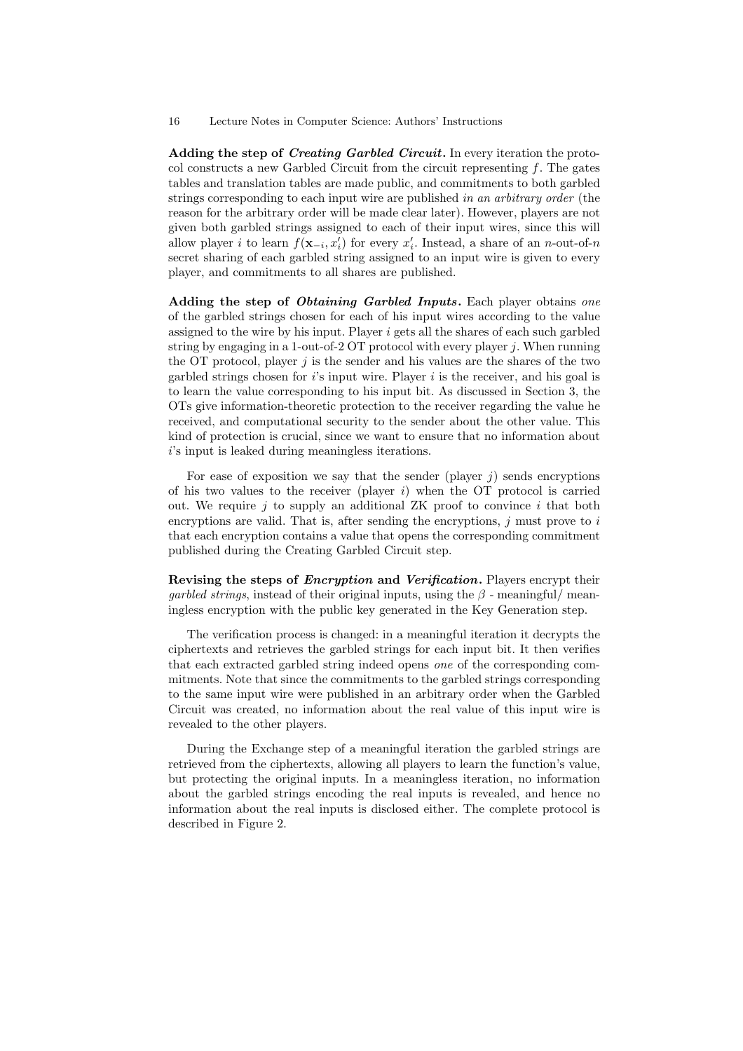**Adding the step of *Creating Garbled Circuit*.** In every iteration the protocol constructs a new Garbled Circuit from the circuit representing $f$. The gates tables and translation tables are made public, and commitments to both garbled strings corresponding to each input wire are published *in an arbitrary order* (the reason for the arbitrary order will be made clear later). However, players are not given both garbled strings assigned to each of their input wires, since this will allow player $i$ to learn $f(\mathbf{x}_{-i}, x_i')$ for every $x_i'$. Instead, a share of an $n$-out-of-$n$ secret sharing of each garbled string assigned to an input wire is given to every player, and commitments to all shares are published.

**Adding the step of *Obtaining Garbled Inputs*.** Each player obtains *one* of the garbled strings chosen for each of his input wires according to the value assigned to the wire by his input. Player $i$ gets all the shares of each such garbled string by engaging in a 1-out-of-2 OT protocol with every player $j$. When running the OT protocol, player $j$ is the sender and his values are the shares of the two garbled strings chosen for $i$'s input wire. Player $i$ is the receiver, and his goal is to learn the value corresponding to his input bit. As discussed in Section 3, the OTs give information-theoretic protection to the receiver regarding the value he received, and computational security to the sender about the other value. This kind of protection is crucial, since we want to ensure that no information about $i$'s input is leaked during meaningless iterations.

For ease of exposition we say that the sender (player $j$) sends encryptions of his two values to the receiver (player $i$) when the OT protocol is carried out. We require $j$ to supply an additional ZK proof to convince $i$ that both encryptions are valid. That is, after sending the encryptions, $j$ must prove to $i$ that each encryption contains a value that opens the corresponding commitment published during the Creating Garbled Circuit step.

**Revising the steps of *Encryption* and *Verification*.** Players encrypt their *garbled strings*, instead of their original inputs, using the $\beta$ - meaningful/ meaningless encryption with the public key generated in the Key Generation step.

The verification process is changed: in a meaningful iteration it decrypts the ciphertexts and retrieves the garbled strings for each input bit. It then verifies that each extracted garbled string indeed opens *one* of the corresponding commitments. Note that since the commitments to the garbled strings corresponding to the same input wire were published in an arbitrary order when the Garbled Circuit was created, no information about the real value of this input wire is revealed to the other players.

During the Exchange step of a meaningful iteration the garbled strings are retrieved from the ciphertexts, allowing all players to learn the function's value, but protecting the original inputs. In a meaningless iteration, no information about the garbled strings encoding the real inputs is revealed, and hence no information about the real inputs is disclosed either. The complete protocol is described in Figure 2.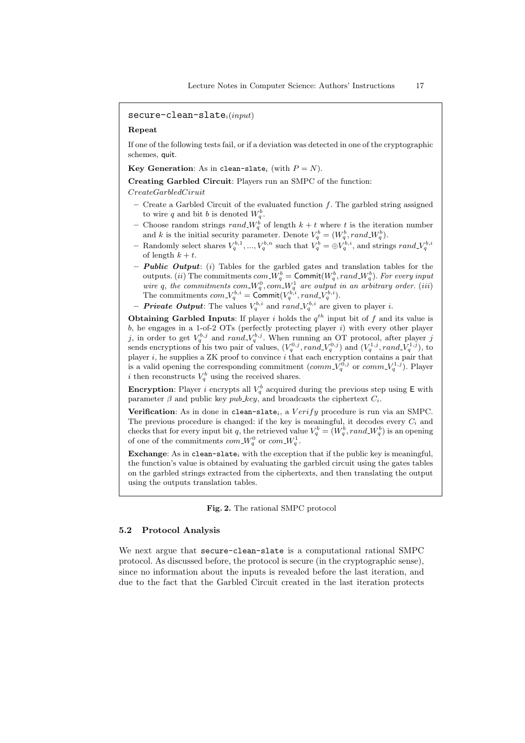`secure-clean-slate`$_i$(*input*)

**Repeat**

If one of the following tests fail, or if a deviation was detected in one of the cryptographic schemes, quit.

**Key Generation**: As in `clean-slate`$_i$ (with $P = N$).

**Creating Garbled Circuit**: Players run an SMPC of the function:
*CreateGarbledCiruit*

- Create a Garbled Circuit of the evaluated function $f$. The garbled string assigned to wire $q$ and bit $b$ is denoted $W_q^b$.
- Choose random strings $rand\_W_q^b$ of length $k + t$ where $t$ is the iteration number and $k$ is the initial security parameter. Denote $V_q^b = (W_q^b, rand\_W_q^b)$.
- Randomly select shares $V_q^{b,1}, ..., V_q^{b,n}$ such that $V_q^b = \oplus V_q^{b,i}$, and strings $rand\_V_q^{b,i}$ of length $k + t$.
- ***Public Output***: $(i)$ Tables for the garbled gates and translation tables for the outputs. $(ii)$ The commitments $com\_W_q^b = \mathsf{Commit}(W_q^b, rand\_W_q^b)$. *For every input wire $q$, the commitments $com\_W_q^0, com\_W_q^1$ are output in an arbitrary order.* $(iii)$ The commitments $com\_V_q^{b,i} = \mathsf{Commit}(V_q^{b,i}, rand\_V_q^{b,i})$.
- ***Private Output***: The values $V_q^{b,i}$ and $rand\_V_q^{b,i}$ are given to player $i$.

**Obtaining Garbled Inputs**: If player $i$ holds the $q^{th}$ input bit of $f$ and its value is $b$, he engages in a 1-of-2 OTs (perfectly protecting player $i$) with every other player $j$, in order to get $V_q^{b,j}$ and $rand\_V_q^{b,j}$. When running an OT protocol, after player $j$ sends encryptions of his two pair of values, $(V_q^{0,j}, rand\_V_q^{0,j})$ and $(V_q^{1,j}, rand\_V_q^{1,j})$, to player $i$, he supplies a ZK proof to convince $i$ that each encryption contains a pair that is a valid opening the corresponding commitment ($comm\_V_q^{0,j}$ or $comm\_V_q^{1,j}$). Player $i$ then reconstructs $V_q^b$ using the received shares.

**Encryption**: Player $i$ encrypts all $V_q^b$ acquired during the previous step using $\mathsf{E}$ with parameter $\beta$ and public key $pub\_key$, and broadcasts the ciphertext $C_i$.

**Verification**: As in done in `clean-slate`$_i$, a $Verify$ procedure is run via an SMPC. The previous procedure is changed: if the key is meaningful, it decodes every $C_i$ and checks that for every input bit $q$, the retrieved value $V_q^b = (W_q^b, rand\_W_q^b)$ is an opening of one of the commitments $com\_W_q^0$ or $com\_W_q^1$.

**Exchange**: As in `clean-slate`$_i$ with the exception that if the public key is meaningful, the function's value is obtained by evaluating the garbled circuit using the gates tables on the garbled strings extracted from the ciphertexts, and then translating the output using the outputs translation tables.

**Fig. 2.** The rational SMPC protocol

### 5.2 Protocol Analysis

We next argue that `secure-clean-slate` is a computational rational SMPC protocol. As discussed before, the protocol is secure (in the cryptographic sense), since no information about the inputs is revealed before the last iteration, and due to the fact that the Garbled Circuit created in the last iteration protects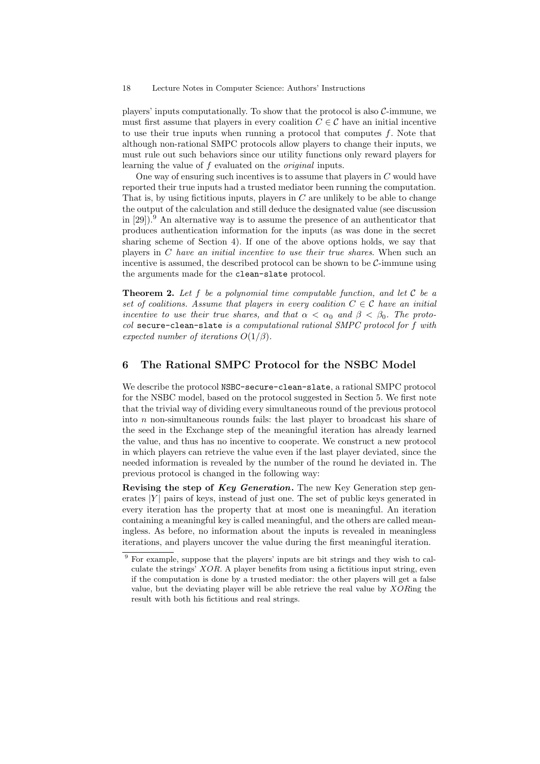players' inputs computationally. To show that the protocol is also $\mathcal{C}$-immune, we must first assume that players in every coalition $C \in \mathcal{C}$ have an initial incentive to use their true inputs when running a protocol that computes $f$. Note that although non-rational SMPC protocols allow players to change their inputs, we must rule out such behaviors since our utility functions only reward players for learning the value of $f$ evaluated on the *original* inputs.

One way of ensuring such incentives is to assume that players in $C$ would have reported their true inputs had a trusted mediator been running the computation. That is, by using fictitious inputs, players in $C$ are unlikely to be able to change the output of the calculation and still deduce the designated value (see discussion in [29]).[9] An alternative way is to assume the presence of an authenticator that produces authentication information for the inputs (as was done in the secret sharing scheme of Section 4). If one of the above options holds, we say that players in $C$ *have an initial incentive to use their true shares*. When such an incentive is assumed, the described protocol can be shown to be $\mathcal{C}$-immune using the arguments made for the `clean-slate` protocol.

**Theorem 2.** *Let $f$ be a polynomial time computable function, and let $\mathcal{C}$ be a set of coalitions. Assume that players in every coalition $C \in \mathcal{C}$ have an initial incentive to use their true shares, and that $\alpha < \alpha_0$ and $\beta < \beta_0$. The protocol* `secure-clean-slate` *is a computational rational SMPC protocol for $f$ with expected number of iterations $O(1/\beta)$.*

## 6 The Rational SMPC Protocol for the NSBC Model

We describe the protocol `NSBC-secure-clean-slate`, a rational SMPC protocol for the NSBC model, based on the protocol suggested in Section 5. We first note that the trivial way of dividing every simultaneous round of the previous protocol into $n$ non-simultaneous rounds fails: the last player to broadcast his share of the seed in the Exchange step of the meaningful iteration has already learned the value, and thus has no incentive to cooperate. We construct a new protocol in which players can retrieve the value even if the last player deviated, since the needed information is revealed by the number of the round he deviated in. The previous protocol is changed in the following way:

**Revising the step of *Key Generation*.** The new Key Generation step generates $|Y|$ pairs of keys, instead of just one. The set of public keys generated in every iteration has the property that at most one is meaningful. An iteration containing a meaningful key is called meaningful, and the others are called meaningless. As before, no information about the inputs is revealed in meaningless iterations, and players uncover the value during the first meaningful iteration.

[9] For example, suppose that the players' inputs are bit strings and they wish to calculate the strings' $XOR$. A player benefits from using a fictitious input string, even if the computation is done by a trusted mediator: the other players will get a false value, but the deviating player will be able retrieve the real value by $XOR$ing the result with both his fictitious and real strings.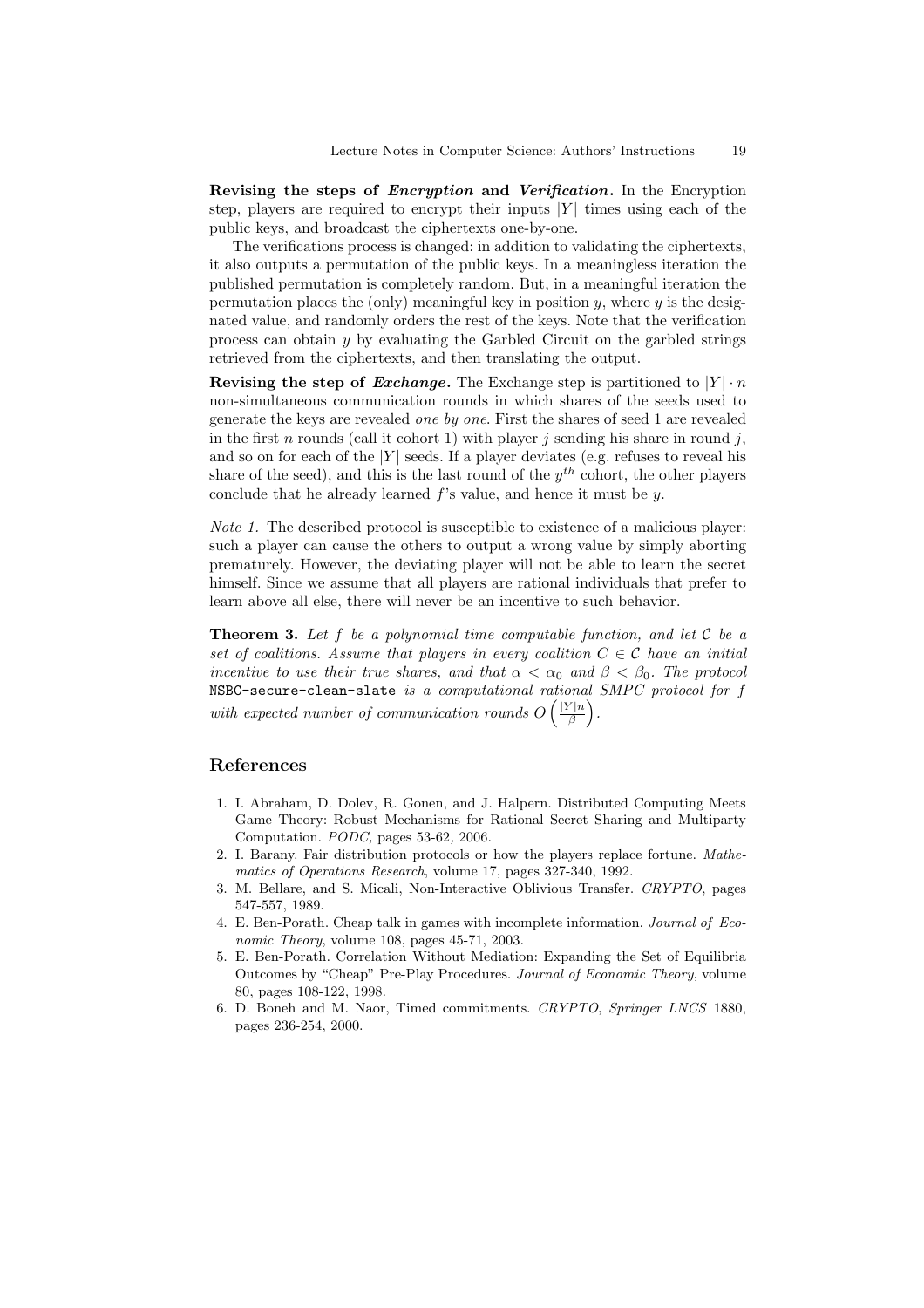**Revising the steps of *Encryption* and *Verification*.** In the Encryption step, players are required to encrypt their inputs $|Y|$ times using each of the public keys, and broadcast the ciphertexts one-by-one.

The verifications process is changed: in addition to validating the ciphertexts, it also outputs a permutation of the public keys. In a meaningless iteration the published permutation is completely random. But, in a meaningful iteration the permutation places the (only) meaningful key in position $y$, where $y$ is the designated value, and randomly orders the rest of the keys. Note that the verification process can obtain $y$ by evaluating the Garbled Circuit on the garbled strings retrieved from the ciphertexts, and then translating the output.

**Revising the step of *Exchange*.** The Exchange step is partitioned to $|Y| \cdot n$ non-simultaneous communication rounds in which shares of the seeds used to generate the keys are revealed *one by one*. First the shares of seed 1 are revealed in the first $n$ rounds (call it cohort 1) with player $j$ sending his share in round $j$, and so on for each of the $|Y|$ seeds. If a player deviates (e.g. refuses to reveal his share of the seed), and this is the last round of the $y^{th}$ cohort, the other players conclude that he already learned $f$'s value, and hence it must be $y$.

*Note 1.* The described protocol is susceptible to existence of a malicious player: such a player can cause the others to output a wrong value by simply aborting prematurely. However, the deviating player will not be able to learn the secret himself. Since we assume that all players are rational individuals that prefer to learn above all else, there will never be an incentive to such behavior.

**Theorem 3.** *Let $f$ be a polynomial time computable function, and let $\mathcal{C}$ be a set of coalitions. Assume that players in every coalition $C \in \mathcal{C}$ have an initial incentive to use their true shares, and that $\alpha < \alpha_0$ and $\beta < \beta_0$. The protocol* `NSBC-secure-clean-slate` *is a computational rational SMPC protocol for $f$ with expected number of communication rounds $O\left(\frac{|Y|n}{\beta}\right)$.*

## References

1. I. Abraham, D. Dolev, R. Gonen, and J. Halpern. Distributed Computing Meets Game Theory: Robust Mechanisms for Rational Secret Sharing and Multiparty Computation. *PODC,* pages 53-62, 2006.
2. I. Barany. Fair distribution protocols or how the players replace fortune. *Mathematics of Operations Research*, volume 17, pages 327-340, 1992.
3. M. Bellare, and S. Micali, Non-Interactive Oblivious Transfer. *CRYPTO*, pages 547-557, 1989.
4. E. Ben-Porath. Cheap talk in games with incomplete information. *Journal of Economic Theory*, volume 108, pages 45-71, 2003.
5. E. Ben-Porath. Correlation Without Mediation: Expanding the Set of Equilibria Outcomes by "Cheap" Pre-Play Procedures. *Journal of Economic Theory*, volume 80, pages 108-122, 1998.
6. D. Boneh and M. Naor, Timed commitments. *CRYPTO*, *Springer LNCS* 1880, pages 236-254, 2000.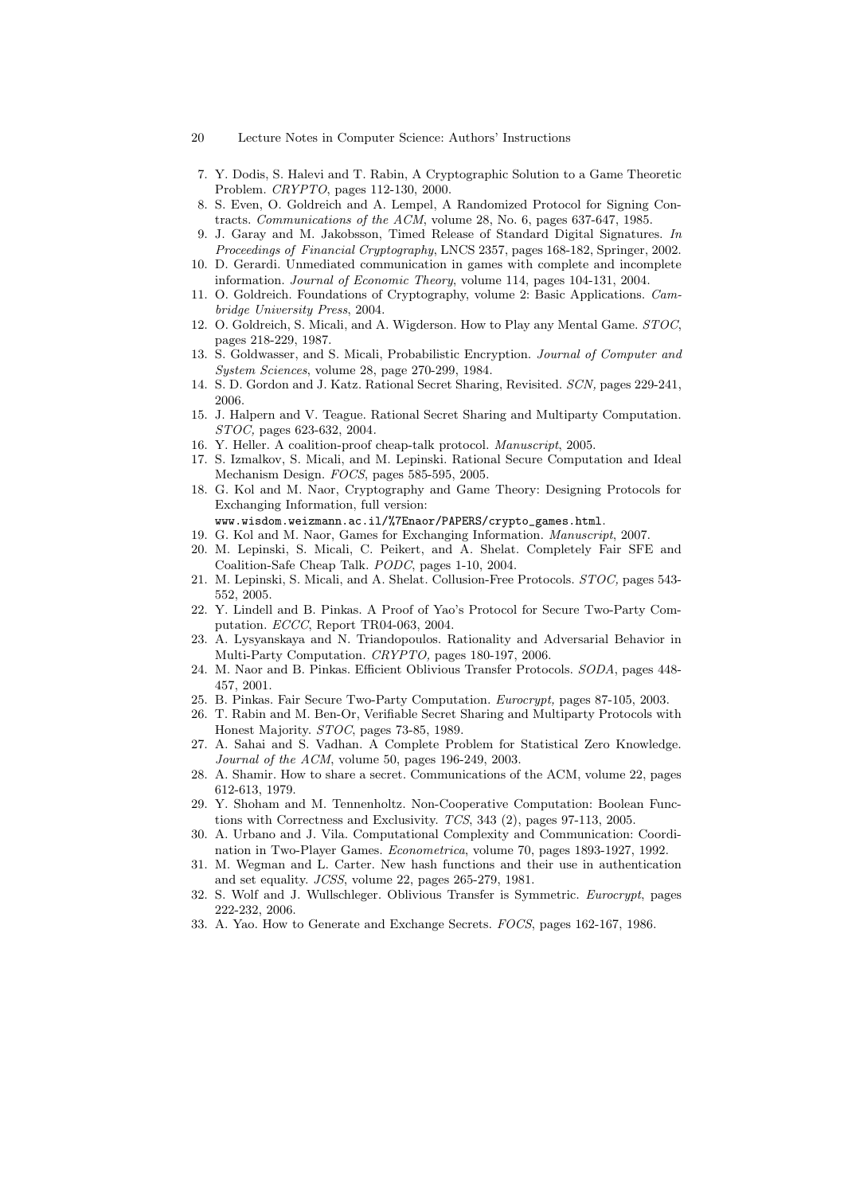7. Y. Dodis, S. Halevi and T. Rabin, A Cryptographic Solution to a Game Theoretic Problem. *CRYPTO*, pages 112-130, 2000.
8. S. Even, O. Goldreich and A. Lempel, A Randomized Protocol for Signing Contracts. *Communications of the ACM*, volume 28, No. 6, pages 637-647, 1985.
9. J. Garay and M. Jakobsson, Timed Release of Standard Digital Signatures. *In Proceedings of Financial Cryptography*, LNCS 2357, pages 168-182, Springer, 2002.
10. D. Gerardi. Unmediated communication in games with complete and incomplete information. *Journal of Economic Theory*, volume 114, pages 104-131, 2004.
11. O. Goldreich. Foundations of Cryptography, volume 2: Basic Applications. *Cambridge University Press*, 2004.
12. O. Goldreich, S. Micali, and A. Wigderson. How to Play any Mental Game. *STOC*, pages 218-229, 1987.
13. S. Goldwasser, and S. Micali, Probabilistic Encryption. *Journal of Computer and System Sciences*, volume 28, page 270-299, 1984.
14. S. D. Gordon and J. Katz. Rational Secret Sharing, Revisited. *SCN*, pages 229-241, 2006.
15. J. Halpern and V. Teague. Rational Secret Sharing and Multiparty Computation. *STOC*, pages 623-632, 2004.
16. Y. Heller. A coalition-proof cheap-talk protocol. *Manuscript*, 2005.
17. S. Izmalkov, S. Micali, and M. Lepinski. Rational Secure Computation and Ideal Mechanism Design. *FOCS*, pages 585-595, 2005.
18. G. Kol and M. Naor, Cryptography and Game Theory: Designing Protocols for Exchanging Information, full version: `www.wisdom.weizmann.ac.il/%7Enaor/PAPERS/crypto_games.html`.
19. G. Kol and M. Naor, Games for Exchanging Information. *Manuscript*, 2007.
20. M. Lepinski, S. Micali, C. Peikert, and A. Shelat. Completely Fair SFE and Coalition-Safe Cheap Talk. *PODC*, pages 1-10, 2004.
21. M. Lepinski, S. Micali, and A. Shelat. Collusion-Free Protocols. *STOC*, pages 543-552, 2005.
22. Y. Lindell and B. Pinkas. A Proof of Yao's Protocol for Secure Two-Party Computation. *ECCC*, Report TR04-063, 2004.
23. A. Lysyanskaya and N. Triandopoulos. Rationality and Adversarial Behavior in Multi-Party Computation. *CRYPTO*, pages 180-197, 2006.
24. M. Naor and B. Pinkas. Efficient Oblivious Transfer Protocols. *SODA*, pages 448-457, 2001.
25. B. Pinkas. Fair Secure Two-Party Computation. *Eurocrypt*, pages 87-105, 2003.
26. T. Rabin and M. Ben-Or, Verifiable Secret Sharing and Multiparty Protocols with Honest Majority. *STOC*, pages 73-85, 1989.
27. A. Sahai and S. Vadhan. A Complete Problem for Statistical Zero Knowledge. *Journal of the ACM*, volume 50, pages 196-249, 2003.
28. A. Shamir. How to share a secret. Communications of the ACM, volume 22, pages 612-613, 1979.
29. Y. Shoham and M. Tennenholtz. Non-Cooperative Computation: Boolean Functions with Correctness and Exclusivity. *TCS*, 343 (2), pages 97-113, 2005.
30. A. Urbano and J. Vila. Computational Complexity and Communication: Coordination in Two-Player Games. *Econometrica*, volume 70, pages 1893-1927, 1992.
31. M. Wegman and L. Carter. New hash functions and their use in authentication and set equality. *JCSS*, volume 22, pages 265-279, 1981.
32. S. Wolf and J. Wullschleger. Oblivious Transfer is Symmetric. *Eurocrypt*, pages 222-232, 2006.
33. A. Yao. How to Generate and Exchange Secrets. *FOCS*, pages 162-167, 1986.